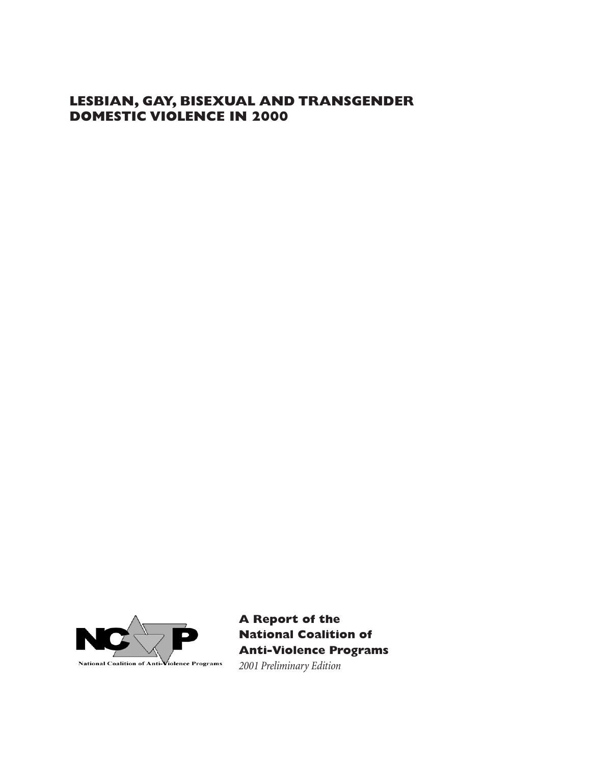# LESBIAN, GAY, BISEXUAL AND TRANSGENDER DOMESTIC VIOLENCE IN 2000

National Coalition of Anti-Violence Programs

**A Report of the National Coalition of Anti-Violence Programs**

*2001 Preliminary Edition*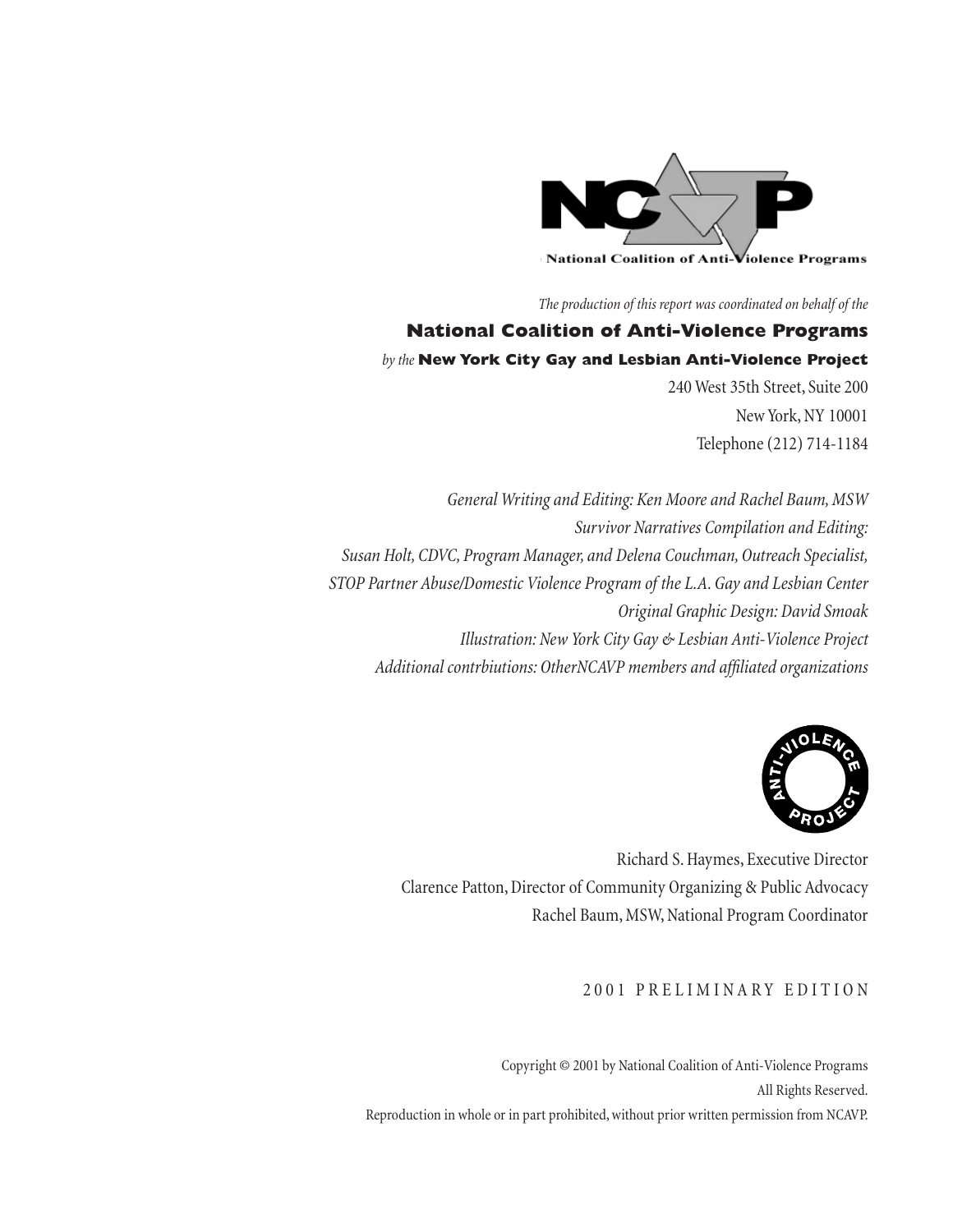NCAVP

National Coalition of Anti-Violence Programs

*The production of this report was coordinated on behalf of the*

**National Coalition of Anti-Violence Programs**

*by the* **New York City Gay and Lesbian Anti-Violence Project**

240 West 35th Street, Suite 200
New York, NY 10001
Telephone (212) 714-1184

*General Writing and Editing: Ken Moore and Rachel Baum, MSW*
*Survivor Narratives Compilation and Editing:*
*Susan Holt, CDVC, Program Manager, and Delena Couchman, Outreach Specialist,*
*STOP Partner Abuse/Domestic Violence Program of the L.A. Gay and Lesbian Center*
*Original Graphic Design: David Smoak*
*Illustration: New York City Gay & Lesbian Anti-Violence Project*
*Additional contrbiutions: OtherNCAVP members and affiliated organizations*

ANTI-VIOLENCE PROJECT

Richard S. Haymes, Executive Director
Clarence Patton, Director of Community Organizing & Public Advocacy
Rachel Baum, MSW, National Program Coordinator

2001 PRELIMINARY EDITION

Copyright © 2001 by National Coalition of Anti-Violence Programs
All Rights Reserved.
Reproduction in whole or in part prohibited, without prior written permission from NCAVP.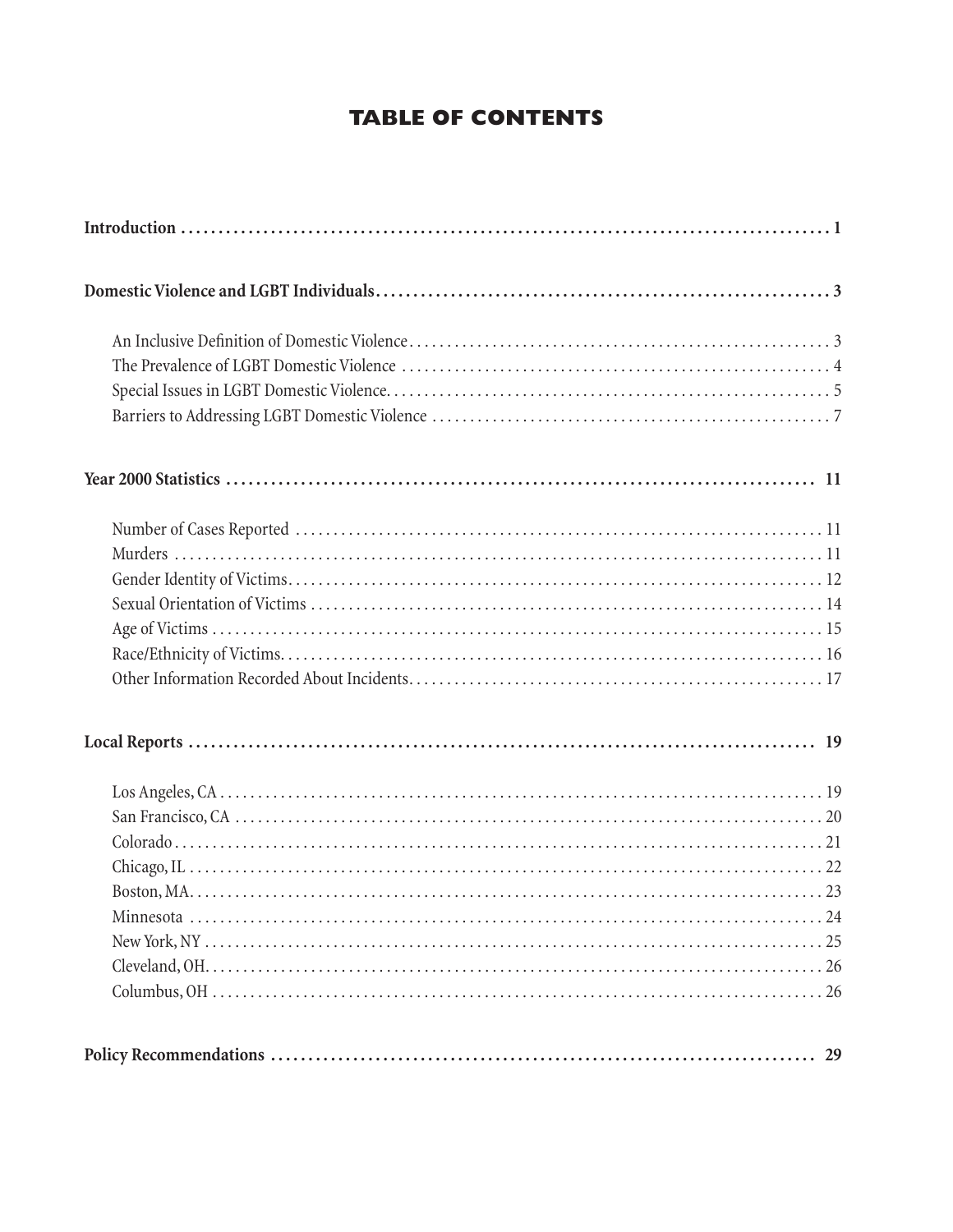# TABLE OF CONTENTS

**Introduction** . . . . . . . . . . 1

**Domestic Violence and LGBT Individuals** . . . . . . . . . . 3

- An Inclusive Definition of Domestic Violence . . . . . . . . . . 3
- The Prevalence of LGBT Domestic Violence . . . . . . . . . . 4
- Special Issues in LGBT Domestic Violence . . . . . . . . . . 5
- Barriers to Addressing LGBT Domestic Violence . . . . . . . . . . 7

**Year 2000 Statistics** . . . . . . . . . . 11

- Number of Cases Reported . . . . . . . . . . 11
- Murders . . . . . . . . . . 11
- Gender Identity of Victims . . . . . . . . . . 12
- Sexual Orientation of Victims . . . . . . . . . . 14
- Age of Victims . . . . . . . . . . 15
- Race/Ethnicity of Victims . . . . . . . . . . 16
- Other Information Recorded About Incidents . . . . . . . . . . 17

**Local Reports** . . . . . . . . . . 19

- Los Angeles, CA . . . . . . . . . . 19
- San Francisco, CA . . . . . . . . . . 20
- Colorado . . . . . . . . . . 21
- Chicago, IL . . . . . . . . . . 22
- Boston, MA . . . . . . . . . . 23
- Minnesota . . . . . . . . . . 24
- New York, NY . . . . . . . . . . 25
- Cleveland, OH . . . . . . . . . . 26
- Columbus, OH . . . . . . . . . . 26

**Policy Recommendations** . . . . . . . . . . 29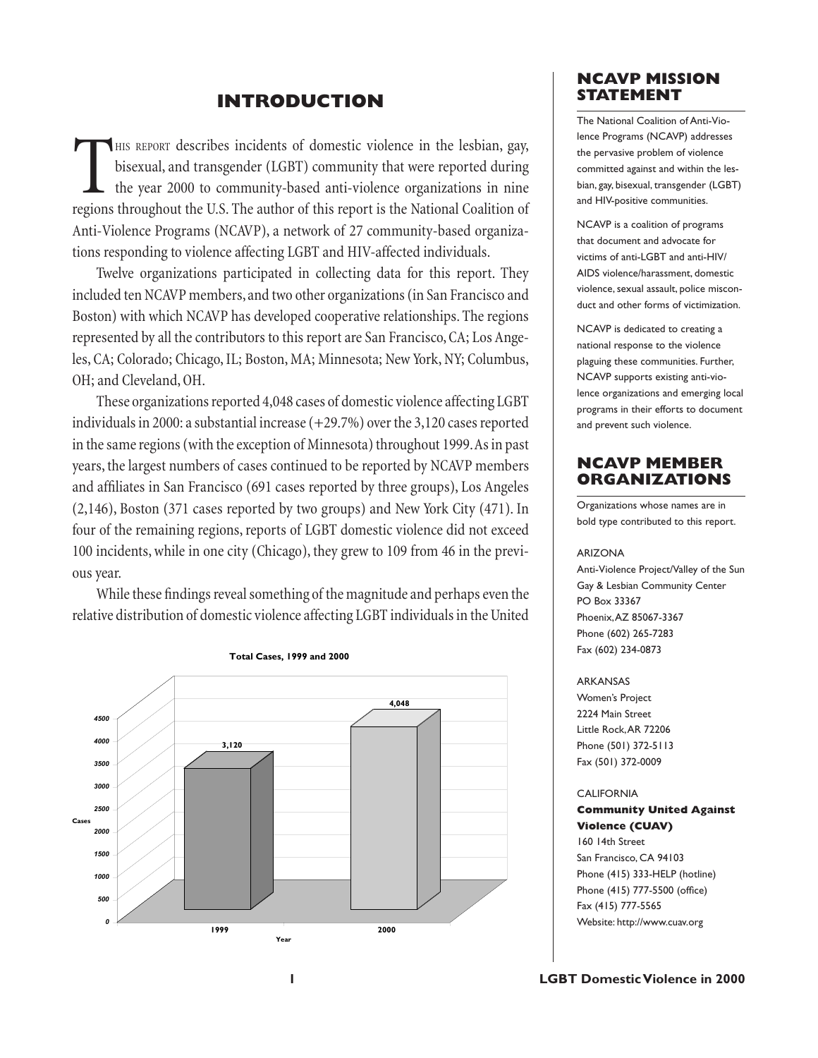# INTRODUCTION

This report describes incidents of domestic violence in the lesbian, gay, bisexual, and transgender (LGBT) community that were reported during the year 2000 to community-based anti-violence organizations in nine regions throughout the U.S. The author of this report is the National Coalition of Anti-Violence Programs (NCAVP), a network of 27 community-based organizations responding to violence affecting LGBT and HIV-affected individuals.

Twelve organizations participated in collecting data for this report. They included ten NCAVP members, and two other organizations (in San Francisco and Boston) with which NCAVP has developed cooperative relationships. The regions represented by all the contributors to this report are San Francisco, CA; Los Angeles, CA; Colorado; Chicago, IL; Boston, MA; Minnesota; New York, NY; Columbus, OH; and Cleveland, OH.

These organizations reported 4,048 cases of domestic violence affecting LGBT individuals in 2000: a substantial increase (+29.7%) over the 3,120 cases reported in the same regions (with the exception of Minnesota) throughout 1999. As in past years, the largest numbers of cases continued to be reported by NCAVP members and affiliates in San Francisco (691 cases reported by three groups), Los Angeles (2,146), Boston (371 cases reported by two groups) and New York City (471). In four of the remaining regions, reports of LGBT domestic violence did not exceed 100 incidents, while in one city (Chicago), they grew to 109 from 46 in the previous year.

While these findings reveal something of the magnitude and perhaps even the relative distribution of domestic violence affecting LGBT individuals in the United

**Total Cases, 1999 and 2000**

| Year | Cases |
|---|---|
| 1999 | 3,120 |
| 2000 | 4,048 |

## NCAVP MISSION STATEMENT

The National Coalition of Anti-Violence Programs (NCAVP) addresses the pervasive problem of violence committed against and within the lesbian, gay, bisexual, transgender (LGBT) and HIV-positive communities.

NCAVP is a coalition of programs that document and advocate for victims of anti-LGBT and anti-HIV/AIDS violence/harassment, domestic violence, sexual assault, police misconduct and other forms of victimization.

NCAVP is dedicated to creating a national response to the violence plaguing these communities. Further, NCAVP supports existing anti-violence organizations and emerging local programs in their efforts to document and prevent such violence.

## NCAVP MEMBER ORGANIZATIONS

Organizations whose names are in bold type contributed to this report.

ARIZONA
Anti-Violence Project/Valley of the Sun Gay & Lesbian Community Center
PO Box 33367
Phoenix, AZ 85067-3367
Phone (602) 265-7283
Fax (602) 234-0873

ARKANSAS
Women's Project
2224 Main Street
Little Rock, AR 72206
Phone (501) 372-5113
Fax (501) 372-0009

CALIFORNIA
**Community United Against Violence (CUAV)**
160 14th Street
San Francisco, CA 94103
Phone (415) 333-HELP (hotline)
Phone (415) 777-5500 (office)
Fax (415) 777-5565
Website: http://www.cuav.org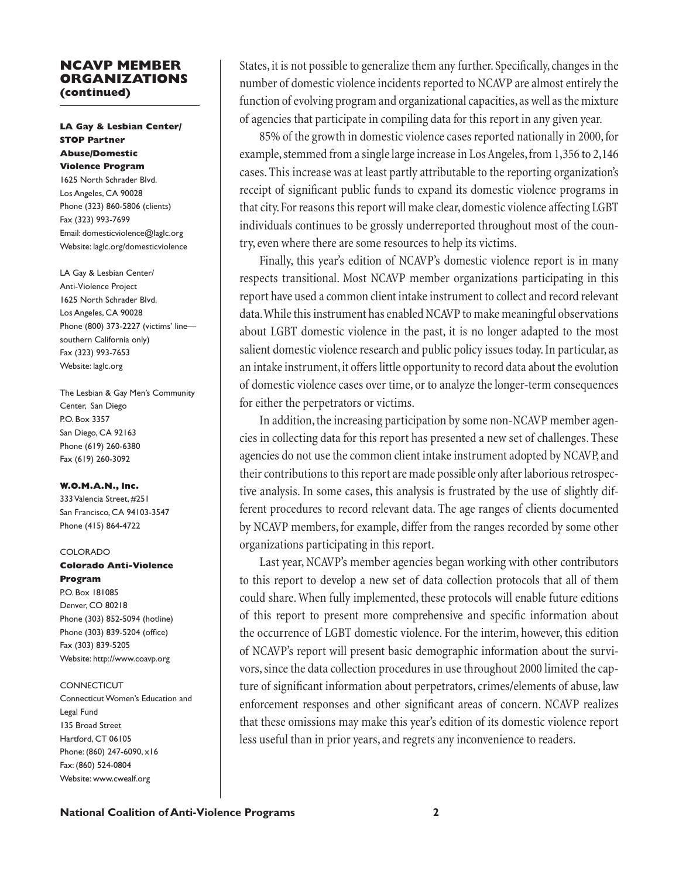## NCAVP MEMBER ORGANIZATIONS (continued)

**LA Gay & Lesbian Center/ STOP Partner Abuse/Domestic Violence Program**
1625 North Schrader Blvd.
Los Angeles, CA 90028
Phone (323) 860-5806 (clients)
Fax (323) 993-7699
Email: domesticviolence@laglc.org
Website: laglc.org/domesticviolence

LA Gay & Lesbian Center/
Anti-Violence Project
1625 North Schrader Blvd.
Los Angeles, CA 90028
Phone (800) 373-2227 (victims' line—southern California only)
Fax (323) 993-7653
Website: laglc.org

The Lesbian & Gay Men's Community Center, San Diego
P.O. Box 3357
San Diego, CA 92163
Phone (619) 260-6380
Fax (619) 260-3092

**W.O.M.A.N., Inc.**
333 Valencia Street, #251
San Francisco, CA 94103-3547
Phone (415) 864-4722

COLORADO

**Colorado Anti-Violence Program**
P.O. Box 181085
Denver, CO 80218
Phone (303) 852-5094 (hotline)
Phone (303) 839-5204 (office)
Fax (303) 839-5205
Website: http://www.coavp.org

CONNECTICUT

Connecticut Women's Education and Legal Fund
135 Broad Street
Hartford, CT 06105
Phone: (860) 247-6090, x16
Fax: (860) 524-0804
Website: www.cwealf.org

States, it is not possible to generalize them any further. Specifically, changes in the number of domestic violence incidents reported to NCAVP are almost entirely the function of evolving program and organizational capacities, as well as the mixture of agencies that participate in compiling data for this report in any given year.

85% of the growth in domestic violence cases reported nationally in 2000, for example, stemmed from a single large increase in Los Angeles, from 1,356 to 2,146 cases. This increase was at least partly attributable to the reporting organization's receipt of significant public funds to expand its domestic violence programs in that city. For reasons this report will make clear, domestic violence affecting LGBT individuals continues to be grossly underreported throughout most of the country, even where there are some resources to help its victims.

Finally, this year's edition of NCAVP's domestic violence report is in many respects transitional. Most NCAVP member organizations participating in this report have used a common client intake instrument to collect and record relevant data. While this instrument has enabled NCAVP to make meaningful observations about LGBT domestic violence in the past, it is no longer adapted to the most salient domestic violence research and public policy issues today. In particular, as an intake instrument, it offers little opportunity to record data about the evolution of domestic violence cases over time, or to analyze the longer-term consequences for either the perpetrators or victims.

In addition, the increasing participation by some non-NCAVP member agencies in collecting data for this report has presented a new set of challenges. These agencies do not use the common client intake instrument adopted by NCAVP, and their contributions to this report are made possible only after laborious retrospective analysis. In some cases, this analysis is frustrated by the use of slightly different procedures to record relevant data. The age ranges of clients documented by NCAVP members, for example, differ from the ranges recorded by some other organizations participating in this report.

Last year, NCAVP's member agencies began working with other contributors to this report to develop a new set of data collection protocols that all of them could share. When fully implemented, these protocols will enable future editions of this report to present more comprehensive and specific information about the occurrence of LGBT domestic violence. For the interim, however, this edition of NCAVP's report will present basic demographic information about the survivors, since the data collection procedures in use throughout 2000 limited the capture of significant information about perpetrators, crimes/elements of abuse, law enforcement responses and other significant areas of concern. NCAVP realizes that these omissions may make this year's edition of its domestic violence report less useful than in prior years, and regrets any inconvenience to readers.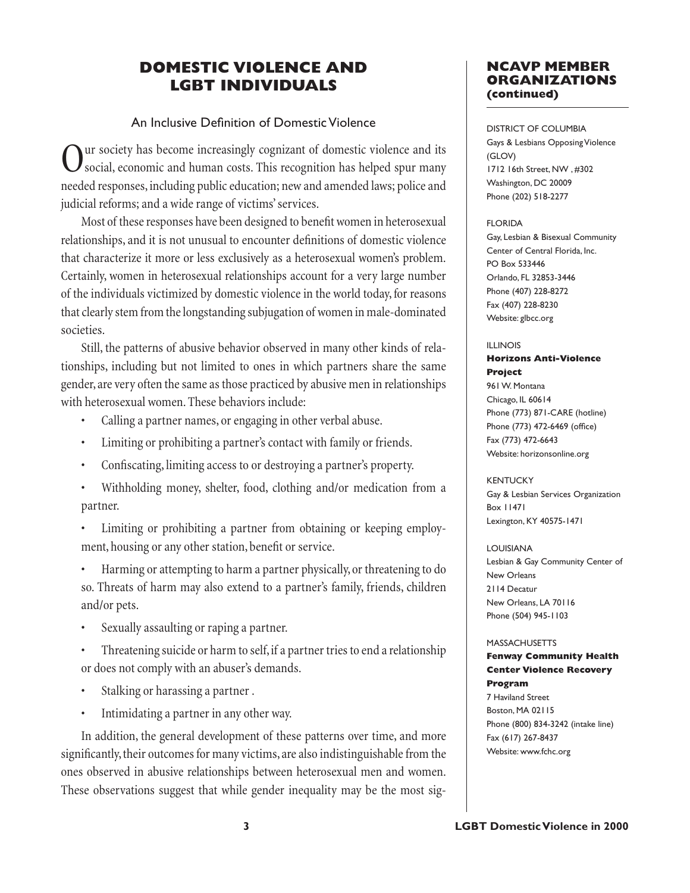# DOMESTIC VIOLENCE AND LGBT INDIVIDUALS

## An Inclusive Definition of Domestic Violence

Our society has become increasingly cognizant of domestic violence and its social, economic and human costs. This recognition has helped spur many needed responses, including public education; new and amended laws; police and judicial reforms; and a wide range of victims' services.

Most of these responses have been designed to benefit women in heterosexual relationships, and it is not unusual to encounter definitions of domestic violence that characterize it more or less exclusively as a heterosexual women's problem. Certainly, women in heterosexual relationships account for a very large number of the individuals victimized by domestic violence in the world today, for reasons that clearly stem from the longstanding subjugation of women in male-dominated societies.

Still, the patterns of abusive behavior observed in many other kinds of relationships, including but not limited to ones in which partners share the same gender, are very often the same as those practiced by abusive men in relationships with heterosexual women. These behaviors include:

- Calling a partner names, or engaging in other verbal abuse.
- Limiting or prohibiting a partner's contact with family or friends.
- Confiscating, limiting access to or destroying a partner's property.
- Withholding money, shelter, food, clothing and/or medication from a partner.
- Limiting or prohibiting a partner from obtaining or keeping employment, housing or any other station, benefit or service.
- Harming or attempting to harm a partner physically, or threatening to do so. Threats of harm may also extend to a partner's family, friends, children and/or pets.
- Sexually assaulting or raping a partner.
- Threatening suicide or harm to self, if a partner tries to end a relationship or does not comply with an abuser's demands.
- Stalking or harassing a partner .
- Intimidating a partner in any other way.

In addition, the general development of these patterns over time, and more significantly, their outcomes for many victims, are also indistinguishable from the ones observed in abusive relationships between heterosexual men and women. These observations suggest that while gender inequality may be the most sig-

## NCAVP MEMBER ORGANIZATIONS (continued)

DISTRICT OF COLUMBIA
Gays & Lesbians Opposing Violence (GLOV)
1712 16th Street, NW , #302
Washington, DC 20009
Phone (202) 518-2277

FLORIDA
Gay, Lesbian & Bisexual Community Center of Central Florida, Inc.
PO Box 533446
Orlando, FL 32853-3446
Phone (407) 228-8272
Fax (407) 228-8230
Website: glbcc.org

ILLINOIS
**Horizons Anti-Violence Project**
961 W. Montana
Chicago, IL 60614
Phone (773) 871-CARE (hotline)
Phone (773) 472-6469 (office)
Fax (773) 472-6643
Website: horizonsonline.org

KENTUCKY
Gay & Lesbian Services Organization
Box 11471
Lexington, KY 40575-1471

LOUISIANA
Lesbian & Gay Community Center of New Orleans
2114 Decatur
New Orleans, LA 70116
Phone (504) 945-1103

MASSACHUSETTS
**Fenway Community Health Center Violence Recovery Program**
7 Haviland Street
Boston, MA 02115
Phone (800) 834-3242 (intake line)
Fax (617) 267-8437
Website: www.fchc.org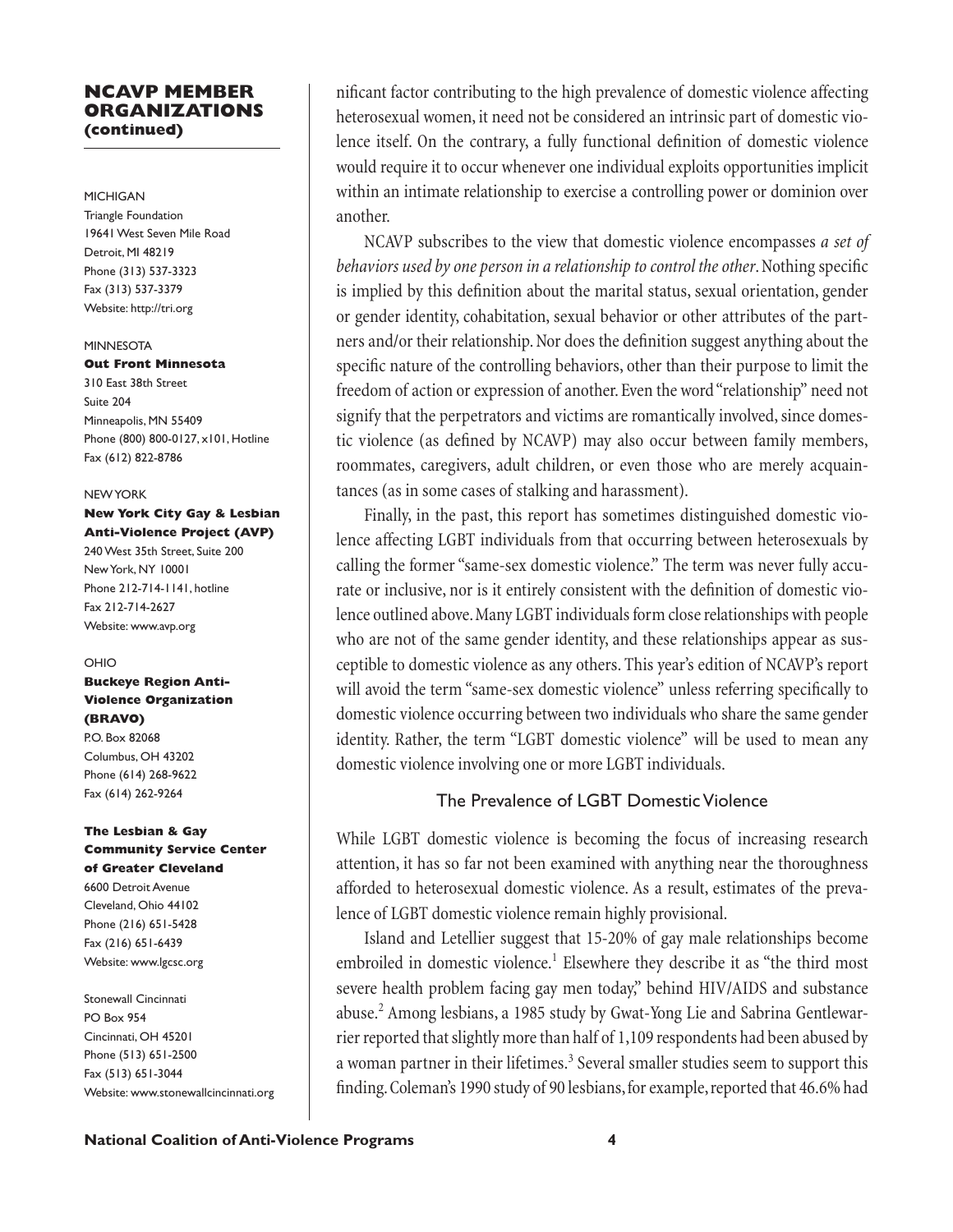## NCAVP MEMBER ORGANIZATIONS (continued)

MICHIGAN
Triangle Foundation
19641 West Seven Mile Road
Detroit, MI 48219
Phone (313) 537-3323
Fax (313) 537-3379
Website: http://tri.org

MINNESOTA
**Out Front Minnesota**
310 East 38th Street
Suite 204
Minneapolis, MN 55409
Phone (800) 800-0127, x101, Hotline
Fax (612) 822-8786

NEW YORK
**New York City Gay & Lesbian Anti-Violence Project (AVP)**
240 West 35th Street, Suite 200
New York, NY 10001
Phone 212-714-1141, hotline
Fax 212-714-2627
Website: www.avp.org

OHIO
**Buckeye Region Anti-Violence Organization (BRAVO)**
P.O. Box 82068
Columbus, OH 43202
Phone (614) 268-9622
Fax (614) 262-9264

**The Lesbian & Gay Community Service Center of Greater Cleveland**
6600 Detroit Avenue
Cleveland, Ohio 44102
Phone (216) 651-5428
Fax (216) 651-6439
Website: www.lgcsc.org

Stonewall Cincinnati
PO Box 954
Cincinnati, OH 45201
Phone (513) 651-2500
Fax (513) 651-3044
Website: www.stonewallcincinnati.org

nificant factor contributing to the high prevalence of domestic violence affecting heterosexual women, it need not be considered an intrinsic part of domestic violence itself. On the contrary, a fully functional definition of domestic violence would require it to occur whenever one individual exploits opportunities implicit within an intimate relationship to exercise a controlling power or dominion over another.

NCAVP subscribes to the view that domestic violence encompasses *a set of behaviors used by one person in a relationship to control the other*. Nothing specific is implied by this definition about the marital status, sexual orientation, gender or gender identity, cohabitation, sexual behavior or other attributes of the partners and/or their relationship. Nor does the definition suggest anything about the specific nature of the controlling behaviors, other than their purpose to limit the freedom of action or expression of another. Even the word "relationship" need not signify that the perpetrators and victims are romantically involved, since domestic violence (as defined by NCAVP) may also occur between family members, roommates, caregivers, adult children, or even those who are merely acquaintances (as in some cases of stalking and harassment).

Finally, in the past, this report has sometimes distinguished domestic violence affecting LGBT individuals from that occurring between heterosexuals by calling the former "same-sex domestic violence." The term was never fully accurate or inclusive, nor is it entirely consistent with the definition of domestic violence outlined above. Many LGBT individuals form close relationships with people who are not of the same gender identity, and these relationships appear as susceptible to domestic violence as any others. This year's edition of NCAVP's report will avoid the term "same-sex domestic violence" unless referring specifically to domestic violence occurring between two individuals who share the same gender identity. Rather, the term "LGBT domestic violence" will be used to mean any domestic violence involving one or more LGBT individuals.

### The Prevalence of LGBT Domestic Violence

While LGBT domestic violence is becoming the focus of increasing research attention, it has so far not been examined with anything near the thoroughness afforded to heterosexual domestic violence. As a result, estimates of the prevalence of LGBT domestic violence remain highly provisional.

Island and Letellier suggest that 15-20% of gay male relationships become embroiled in domestic violence.[1] Elsewhere they describe it as "the third most severe health problem facing gay men today," behind HIV/AIDS and substance abuse.[2] Among lesbians, a 1985 study by Gwat-Yong Lie and Sabrina Gentlewarrier reported that slightly more than half of 1,109 respondents had been abused by a woman partner in their lifetimes.[3] Several smaller studies seem to support this finding. Coleman's 1990 study of 90 lesbians, for example, reported that 46.6% had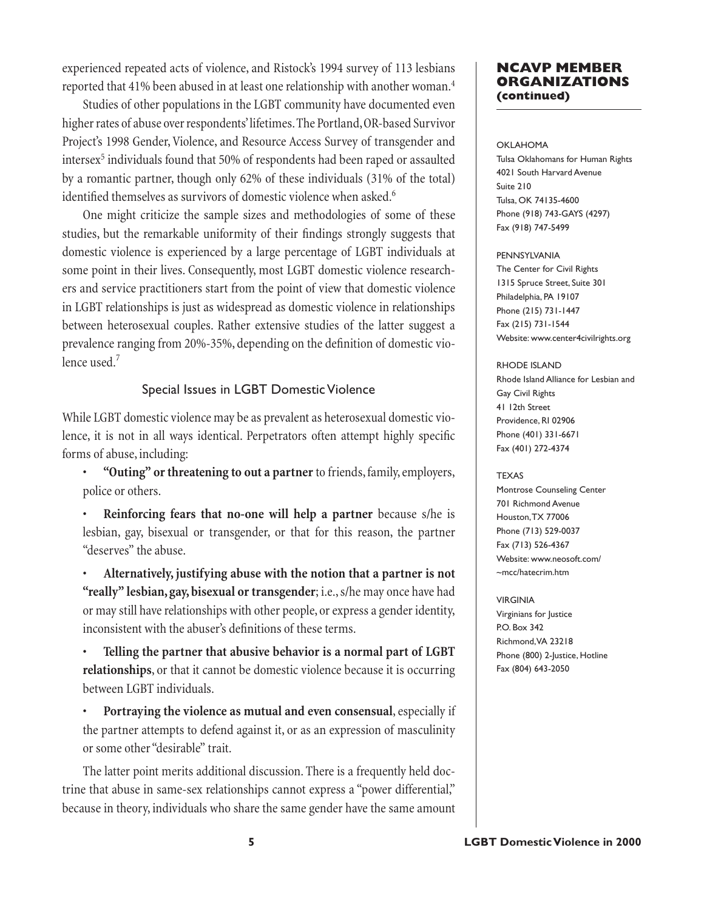experienced repeated acts of violence, and Ristock's 1994 survey of 113 lesbians reported that 41% been abused in at least one relationship with another woman.[4]

Studies of other populations in the LGBT community have documented even higher rates of abuse over respondents' lifetimes. The Portland, OR-based Survivor Project's 1998 Gender, Violence, and Resource Access Survey of transgender and intersex[5] individuals found that 50% of respondents had been raped or assaulted by a romantic partner, though only 62% of these individuals (31% of the total) identified themselves as survivors of domestic violence when asked.[6]

One might criticize the sample sizes and methodologies of some of these studies, but the remarkable uniformity of their findings strongly suggests that domestic violence is experienced by a large percentage of LGBT individuals at some point in their lives. Consequently, most LGBT domestic violence researchers and service practitioners start from the point of view that domestic violence in LGBT relationships is just as widespread as domestic violence in relationships between heterosexual couples. Rather extensive studies of the latter suggest a prevalence ranging from 20%-35%, depending on the definition of domestic violence used.[7]

## Special Issues in LGBT Domestic Violence

While LGBT domestic violence may be as prevalent as heterosexual domestic violence, it is not in all ways identical. Perpetrators often attempt highly specific forms of abuse, including:

- **"Outing" or threatening to out a partner** to friends, family, employers, police or others.
- **Reinforcing fears that no-one will help a partner** because s/he is lesbian, gay, bisexual or transgender, or that for this reason, the partner "deserves" the abuse.
- **Alternatively, justifying abuse with the notion that a partner is not "really" lesbian, gay, bisexual or transgender**; i.e., s/he may once have had or may still have relationships with other people, or express a gender identity, inconsistent with the abuser's definitions of these terms.
- **Telling the partner that abusive behavior is a normal part of LGBT relationships**, or that it cannot be domestic violence because it is occurring between LGBT individuals.
- **Portraying the violence as mutual and even consensual**, especially if the partner attempts to defend against it, or as an expression of masculinity or some other "desirable" trait.

The latter point merits additional discussion. There is a frequently held doctrine that abuse in same-sex relationships cannot express a "power differential," because in theory, individuals who share the same gender have the same amount

### NCAVP MEMBER ORGANIZATIONS (continued)

OKLAHOMA
Tulsa Oklahomans for Human Rights
4021 South Harvard Avenue
Suite 210
Tulsa, OK 74135-4600
Phone (918) 743-GAYS (4297)
Fax (918) 747-5499

PENNSYLVANIA
The Center for Civil Rights
1315 Spruce Street, Suite 301
Philadelphia, PA 19107
Phone (215) 731-1447
Fax (215) 731-1544
Website: www.center4civilrights.org

RHODE ISLAND
Rhode Island Alliance for Lesbian and Gay Civil Rights
41 12th Street
Providence, RI 02906
Phone (401) 331-6671
Fax (401) 272-4374

TEXAS
Montrose Counseling Center
701 Richmond Avenue
Houston, TX 77006
Phone (713) 529-0037
Fax (713) 526-4367
Website: www.neosoft.com/~mcc/hatecrim.htm

VIRGINIA
Virginians for Justice
P.O. Box 342
Richmond, VA 23218
Phone (800) 2-Justice, Hotline
Fax (804) 643-2050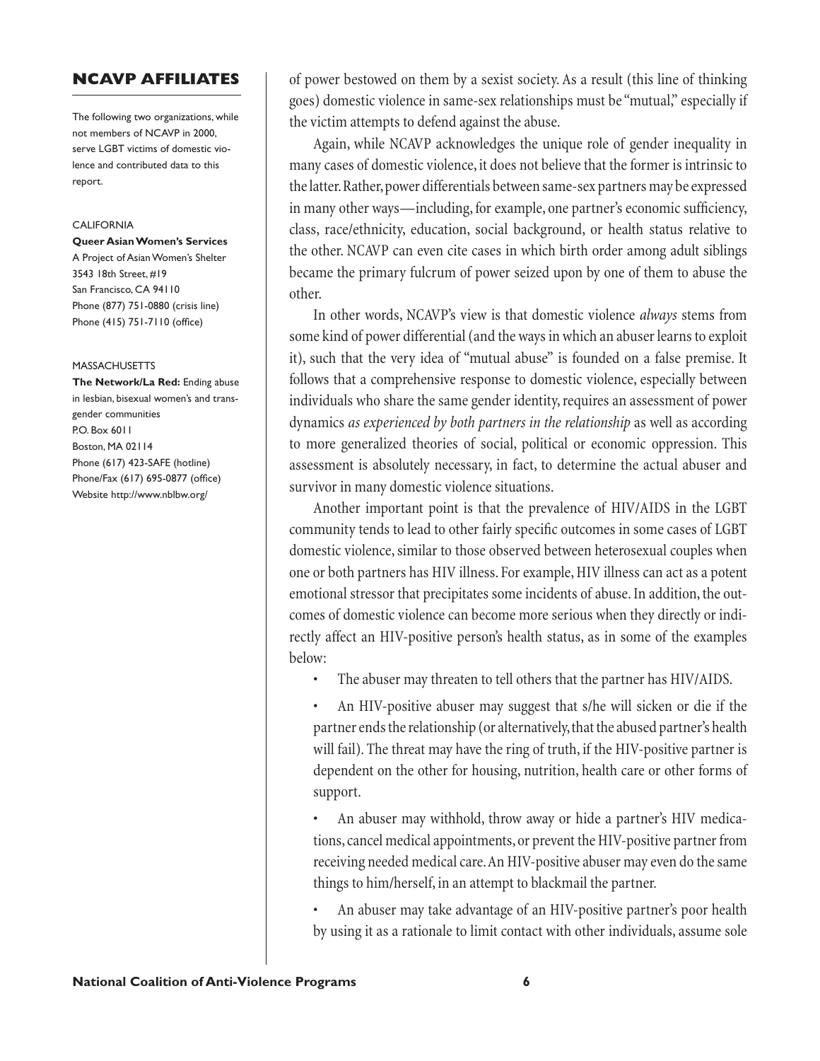## NCAVP AFFILIATES

The following two organizations, while not members of NCAVP in 2000, serve LGBT victims of domestic violence and contributed data to this report.

CALIFORNIA

**Queer Asian Women's Services**
A Project of Asian Women's Shelter
3543 18th Street, #19
San Francisco, CA 94110
Phone (877) 751-0880 (crisis line)
Phone (415) 751-7110 (office)

MASSACHUSETTS

**The Network/La Red:** Ending abuse in lesbian, bisexual women's and transgender communities
P.O. Box 6011
Boston, MA 02114
Phone (617) 423-SAFE (hotline)
Phone/Fax (617) 695-0877 (office)
Website http://www.nblbw.org/

of power bestowed on them by a sexist society. As a result (this line of thinking goes) domestic violence in same-sex relationships must be "mutual," especially if the victim attempts to defend against the abuse.

Again, while NCAVP acknowledges the unique role of gender inequality in many cases of domestic violence, it does not believe that the former is intrinsic to the latter. Rather, power differentials between same-sex partners may be expressed in many other ways—including, for example, one partner's economic sufficiency, class, race/ethnicity, education, social background, or health status relative to the other. NCAVP can even cite cases in which birth order among adult siblings became the primary fulcrum of power seized upon by one of them to abuse the other.

In other words, NCAVP's view is that domestic violence *always* stems from some kind of power differential (and the ways in which an abuser learns to exploit it), such that the very idea of "mutual abuse" is founded on a false premise. It follows that a comprehensive response to domestic violence, especially between individuals who share the same gender identity, requires an assessment of power dynamics *as experienced by both partners in the relationship* as well as according to more generalized theories of social, political or economic oppression. This assessment is absolutely necessary, in fact, to determine the actual abuser and survivor in many domestic violence situations.

Another important point is that the prevalence of HIV/AIDS in the LGBT community tends to lead to other fairly specific outcomes in some cases of LGBT domestic violence, similar to those observed between heterosexual couples when one or both partners has HIV illness. For example, HIV illness can act as a potent emotional stressor that precipitates some incidents of abuse. In addition, the outcomes of domestic violence can become more serious when they directly or indirectly affect an HIV-positive person's health status, as in some of the examples below:

- The abuser may threaten to tell others that the partner has HIV/AIDS.
- An HIV-positive abuser may suggest that s/he will sicken or die if the partner ends the relationship (or alternatively, that the abused partner's health will fail). The threat may have the ring of truth, if the HIV-positive partner is dependent on the other for housing, nutrition, health care or other forms of support.
- An abuser may withhold, throw away or hide a partner's HIV medications, cancel medical appointments, or prevent the HIV-positive partner from receiving needed medical care. An HIV-positive abuser may even do the same things to him/herself, in an attempt to blackmail the partner.
- An abuser may take advantage of an HIV-positive partner's poor health by using it as a rationale to limit contact with other individuals, assume sole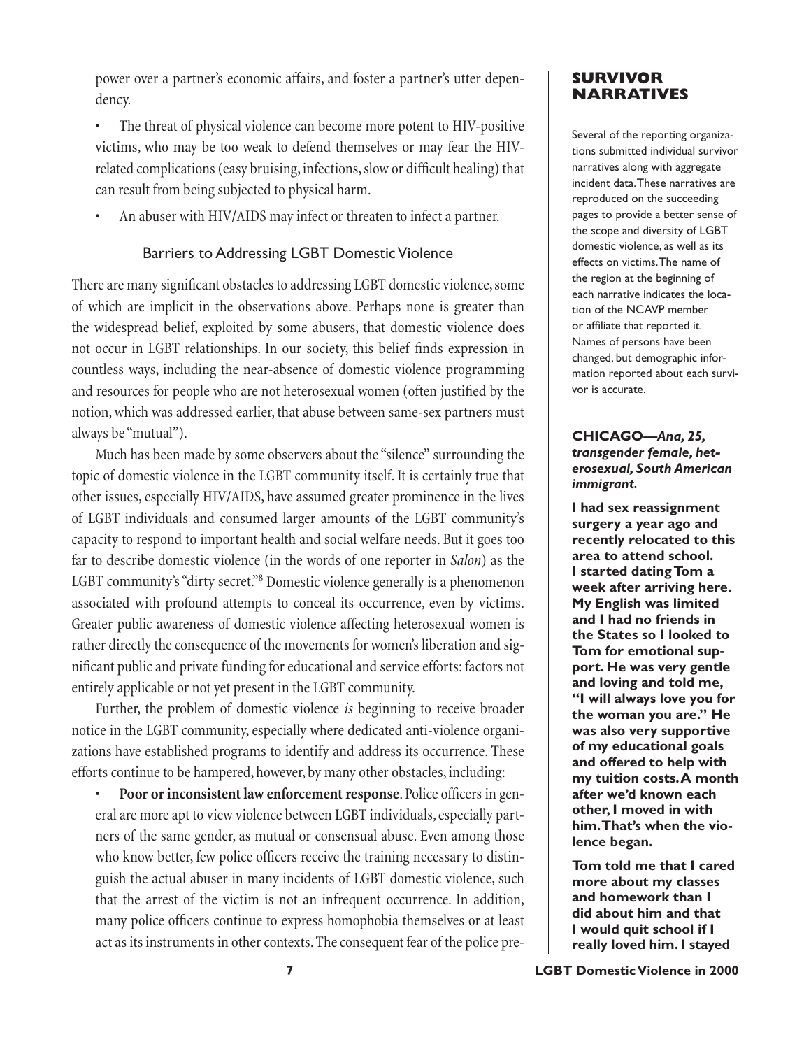power over a partner's economic affairs, and foster a partner's utter dependency.

- The threat of physical violence can become more potent to HIV-positive victims, who may be too weak to defend themselves or may fear the HIV-related complications (easy bruising, infections, slow or difficult healing) that can result from being subjected to physical harm.
- An abuser with HIV/AIDS may infect or threaten to infect a partner.

### Barriers to Addressing LGBT Domestic Violence

There are many significant obstacles to addressing LGBT domestic violence, some of which are implicit in the observations above. Perhaps none is greater than the widespread belief, exploited by some abusers, that domestic violence does not occur in LGBT relationships. In our society, this belief finds expression in countless ways, including the near-absence of domestic violence programming and resources for people who are not heterosexual women (often justified by the notion, which was addressed earlier, that abuse between same-sex partners must always be "mutual").

Much has been made by some observers about the "silence" surrounding the topic of domestic violence in the LGBT community itself. It is certainly true that other issues, especially HIV/AIDS, have assumed greater prominence in the lives of LGBT individuals and consumed larger amounts of the LGBT community's capacity to respond to important health and social welfare needs. But it goes too far to describe domestic violence (in the words of one reporter in *Salon*) as the LGBT community's "dirty secret."[8] Domestic violence generally is a phenomenon associated with profound attempts to conceal its occurrence, even by victims. Greater public awareness of domestic violence affecting heterosexual women is rather directly the consequence of the movements for women's liberation and significant public and private funding for educational and service efforts: factors not entirely applicable or not yet present in the LGBT community.

Further, the problem of domestic violence *is* beginning to receive broader notice in the LGBT community, especially where dedicated anti-violence organizations have established programs to identify and address its occurrence. These efforts continue to be hampered, however, by many other obstacles, including:

- **Poor or inconsistent law enforcement response**. Police officers in general are more apt to view violence between LGBT individuals, especially partners of the same gender, as mutual or consensual abuse. Even among those who know better, few police officers receive the training necessary to distinguish the actual abuser in many incidents of LGBT domestic violence, such that the arrest of the victim is not an infrequent occurrence. In addition, many police officers continue to express homophobia themselves or at least act as its instruments in other contexts. The consequent fear of the police pre-

## SURVIVOR NARRATIVES

Several of the reporting organizations submitted individual survivor narratives along with aggregate incident data. These narratives are reproduced on the succeeding pages to provide a better sense of the scope and diversity of LGBT domestic violence, as well as its effects on victims. The name of the region at the beginning of each narrative indicates the location of the NCAVP member or affiliate that reported it. Names of persons have been changed, but demographic information reported about each survivor is accurate.

**CHICAGO—*Ana, 25, transgender female, heterosexual, South American immigrant.***

**I had sex reassignment surgery a year ago and recently relocated to this area to attend school. I started dating Tom a week after arriving here. My English was limited and I had no friends in the States so I looked to Tom for emotional support. He was very gentle and loving and told me, "I will always love you for the woman you are." He was also very supportive of my educational goals and offered to help with my tuition costs. A month after we'd known each other, I moved in with him. That's when the violence began.**

**Tom told me that I cared more about my classes and homework than I did about him and that I would quit school if I really loved him. I stayed**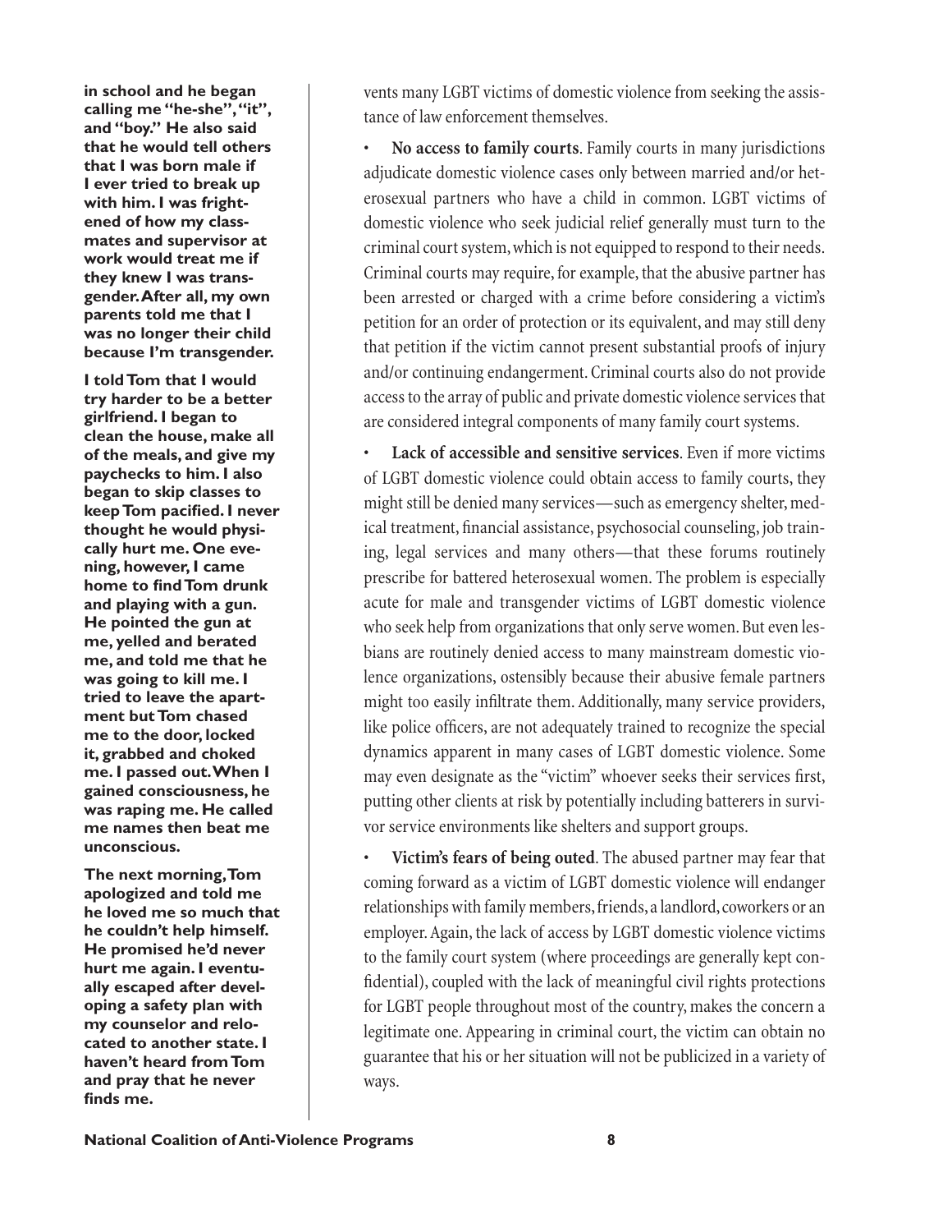**in school and he began calling me "he-she", "it", and "boy." He also said that he would tell others that I was born male if I ever tried to break up with him. I was frightened of how my classmates and supervisor at work would treat me if they knew I was transgender. After all, my own parents told me that I was no longer their child because I'm transgender.**

**I told Tom that I would try harder to be a better girlfriend. I began to clean the house, make all of the meals, and give my paychecks to him. I also began to skip classes to keep Tom pacified. I never thought he would physically hurt me. One evening, however, I came home to find Tom drunk and playing with a gun. He pointed the gun at me, yelled and berated me, and told me that he was going to kill me. I tried to leave the apartment but Tom chased me to the door, locked it, grabbed and choked me. I passed out. When I gained consciousness, he was raping me. He called me names then beat me unconscious.**

**The next morning, Tom apologized and told me he loved me so much that he couldn't help himself. He promised he'd never hurt me again. I eventually escaped after developing a safety plan with my counselor and relocated to another state. I haven't heard from Tom and pray that he never finds me.**

vents many LGBT victims of domestic violence from seeking the assistance of law enforcement themselves.

- **No access to family courts**. Family courts in many jurisdictions adjudicate domestic violence cases only between married and/or heterosexual partners who have a child in common. LGBT victims of domestic violence who seek judicial relief generally must turn to the criminal court system, which is not equipped to respond to their needs. Criminal courts may require, for example, that the abusive partner has been arrested or charged with a crime before considering a victim's petition for an order of protection or its equivalent, and may still deny that petition if the victim cannot present substantial proofs of injury and/or continuing endangerment. Criminal courts also do not provide access to the array of public and private domestic violence services that are considered integral components of many family court systems.

- **Lack of accessible and sensitive services**. Even if more victims of LGBT domestic violence could obtain access to family courts, they might still be denied many services—such as emergency shelter, medical treatment, financial assistance, psychosocial counseling, job training, legal services and many others—that these forums routinely prescribe for battered heterosexual women. The problem is especially acute for male and transgender victims of LGBT domestic violence who seek help from organizations that only serve women. But even lesbians are routinely denied access to many mainstream domestic violence organizations, ostensibly because their abusive female partners might too easily infiltrate them. Additionally, many service providers, like police officers, are not adequately trained to recognize the special dynamics apparent in many cases of LGBT domestic violence. Some may even designate as the "victim" whoever seeks their services first, putting other clients at risk by potentially including batterers in survivor service environments like shelters and support groups.

- **Victim's fears of being outed**. The abused partner may fear that coming forward as a victim of LGBT domestic violence will endanger relationships with family members, friends, a landlord, coworkers or an employer. Again, the lack of access by LGBT domestic violence victims to the family court system (where proceedings are generally kept confidential), coupled with the lack of meaningful civil rights protections for LGBT people throughout most of the country, makes the concern a legitimate one. Appearing in criminal court, the victim can obtain no guarantee that his or her situation will not be publicized in a variety of ways.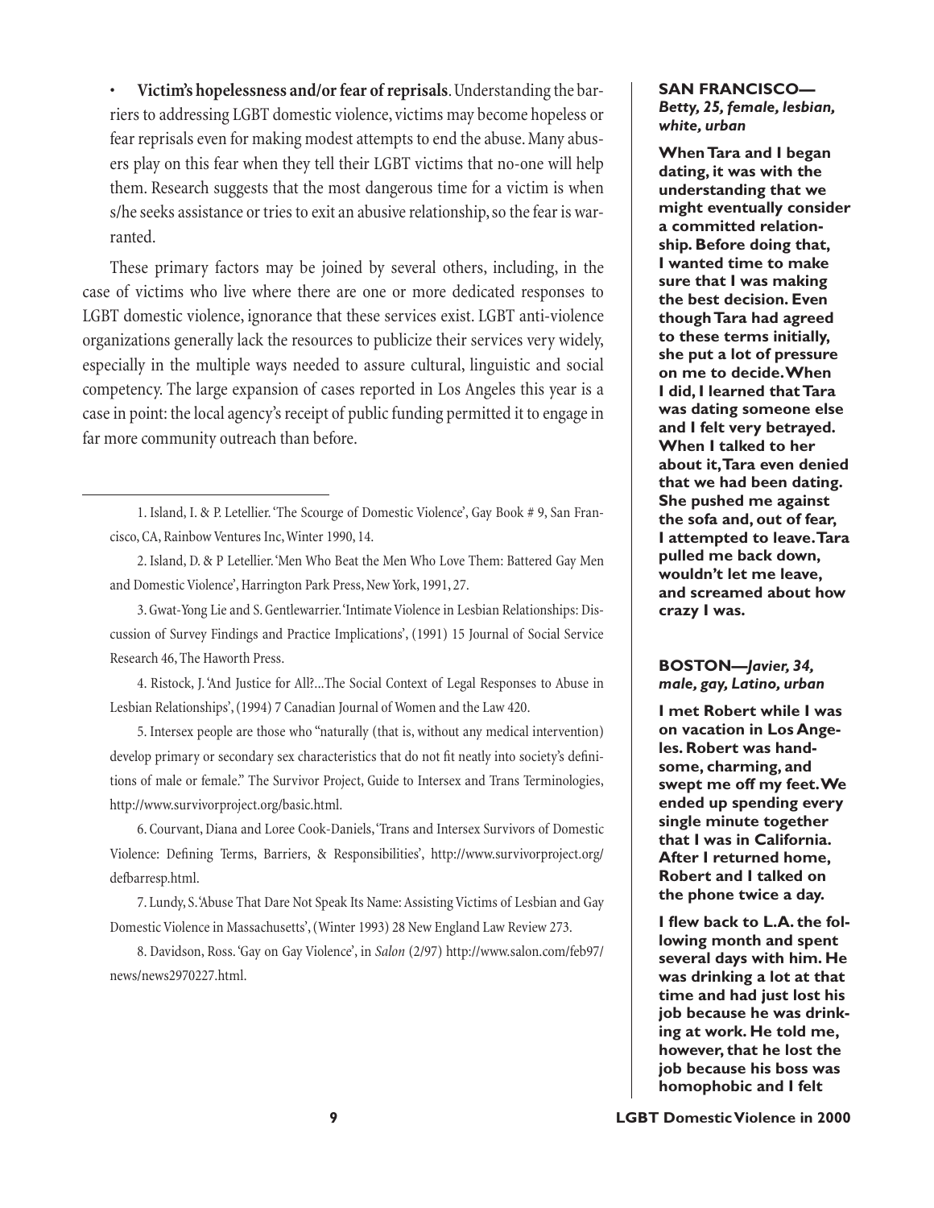- **Victim's hopelessness and/or fear of reprisals**. Understanding the barriers to addressing LGBT domestic violence, victims may become hopeless or fear reprisals even for making modest attempts to end the abuse. Many abusers play on this fear when they tell their LGBT victims that no-one will help them. Research suggests that the most dangerous time for a victim is when s/he seeks assistance or tries to exit an abusive relationship, so the fear is warranted.

These primary factors may be joined by several others, including, in the case of victims who live where there are one or more dedicated responses to LGBT domestic violence, ignorance that these services exist. LGBT anti-violence organizations generally lack the resources to publicize their services very widely, especially in the multiple ways needed to assure cultural, linguistic and social competency. The large expansion of cases reported in Los Angeles this year is a case in point: the local agency's receipt of public funding permitted it to engage in far more community outreach than before.

1. Island, I. & P. Letellier. 'The Scourge of Domestic Violence', Gay Book # 9, San Francisco, CA, Rainbow Ventures Inc, Winter 1990, 14.

2. Island, D. & P Letellier. 'Men Who Beat the Men Who Love Them: Battered Gay Men and Domestic Violence', Harrington Park Press, New York, 1991, 27.

3. Gwat-Yong Lie and S. Gentlewarrier. 'Intimate Violence in Lesbian Relationships: Discussion of Survey Findings and Practice Implications', (1991) 15 Journal of Social Service Research 46, The Haworth Press.

4. Ristock, J. 'And Justice for All?...The Social Context of Legal Responses to Abuse in Lesbian Relationships', (1994) 7 Canadian Journal of Women and the Law 420.

5. Intersex people are those who "naturally (that is, without any medical intervention) develop primary or secondary sex characteristics that do not fit neatly into society's definitions of male or female." The Survivor Project, Guide to Intersex and Trans Terminologies, http://www.survivorproject.org/basic.html.

6. Courvant, Diana and Loree Cook-Daniels, 'Trans and Intersex Survivors of Domestic Violence: Defining Terms, Barriers, & Responsibilities', http://www.survivorproject.org/defbarresp.html.

7. Lundy, S. 'Abuse That Dare Not Speak Its Name: Assisting Victims of Lesbian and Gay Domestic Violence in Massachusetts', (Winter 1993) 28 New England Law Review 273.

8. Davidson, Ross. 'Gay on Gay Violence', in *Salon* (2/97) http://www.salon.com/feb97/news/news2970227.html.

**SAN FRANCISCO—*Betty, 25, female, lesbian, white, urban***

**When Tara and I began dating, it was with the understanding that we might eventually consider a committed relationship. Before doing that, I wanted time to make sure that I was making the best decision. Even though Tara had agreed to these terms initially, she put a lot of pressure on me to decide. When I did, I learned that Tara was dating someone else and I felt very betrayed. When I talked to her about it, Tara even denied that we had been dating. She pushed me against the sofa and, out of fear, I attempted to leave. Tara pulled me back down, wouldn't let me leave, and screamed about how crazy I was.**

**BOSTON—*Javier, 34, male, gay, Latino, urban***

**I met Robert while I was on vacation in Los Angeles. Robert was handsome, charming, and swept me off my feet. We ended up spending every single minute together that I was in California. After I returned home, Robert and I talked on the phone twice a day.**

**I flew back to L.A. the following month and spent several days with him. He was drinking a lot at that time and had just lost his job because he was drinking at work. He told me, however, that he lost the job because his boss was homophobic and I felt**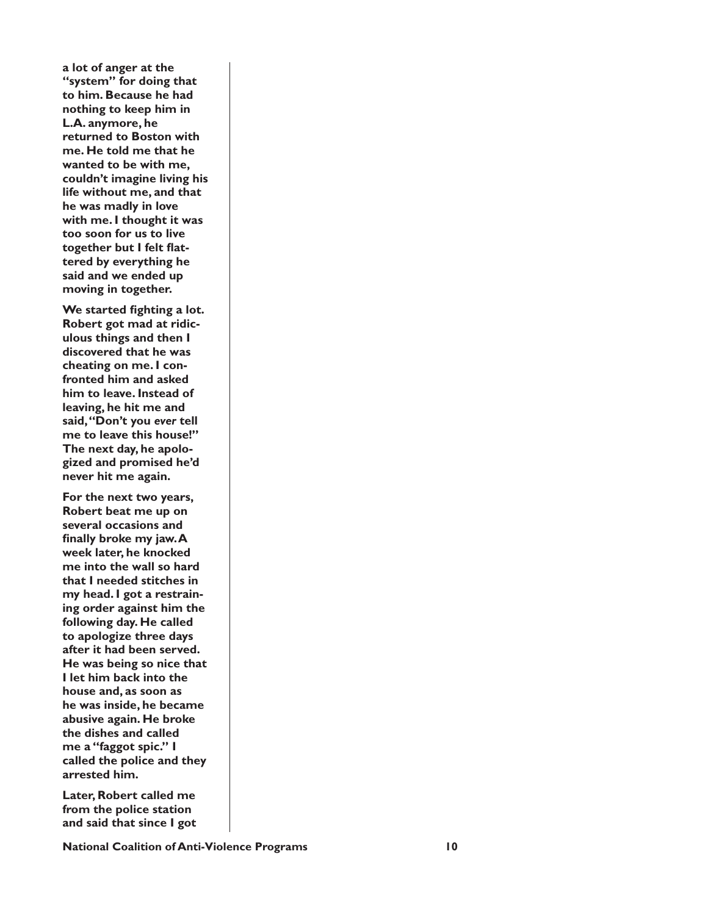**a lot of anger at the "system" for doing that to him. Because he had nothing to keep him in L.A. anymore, he returned to Boston with me. He told me that he wanted to be with me, couldn't imagine living his life without me, and that he was madly in love with me. I thought it was too soon for us to live together but I felt flattered by everything he said and we ended up moving in together.**

**We started fighting a lot. Robert got mad at ridiculous things and then I discovered that he was cheating on me. I confronted him and asked him to leave. Instead of leaving, he hit me and said, "Don't you *ever* tell me to leave this house!" The next day, he apologized and promised he'd never hit me again.**

**For the next two years, Robert beat me up on several occasions and finally broke my jaw. A week later, he knocked me into the wall so hard that I needed stitches in my head. I got a restraining order against him the following day. He called to apologize three days after it had been served. He was being so nice that I let him back into the house and, as soon as he was inside, he became abusive again. He broke the dishes and called me a "faggot spic." I called the police and they arrested him.**

**Later, Robert called me from the police station and said that since I got**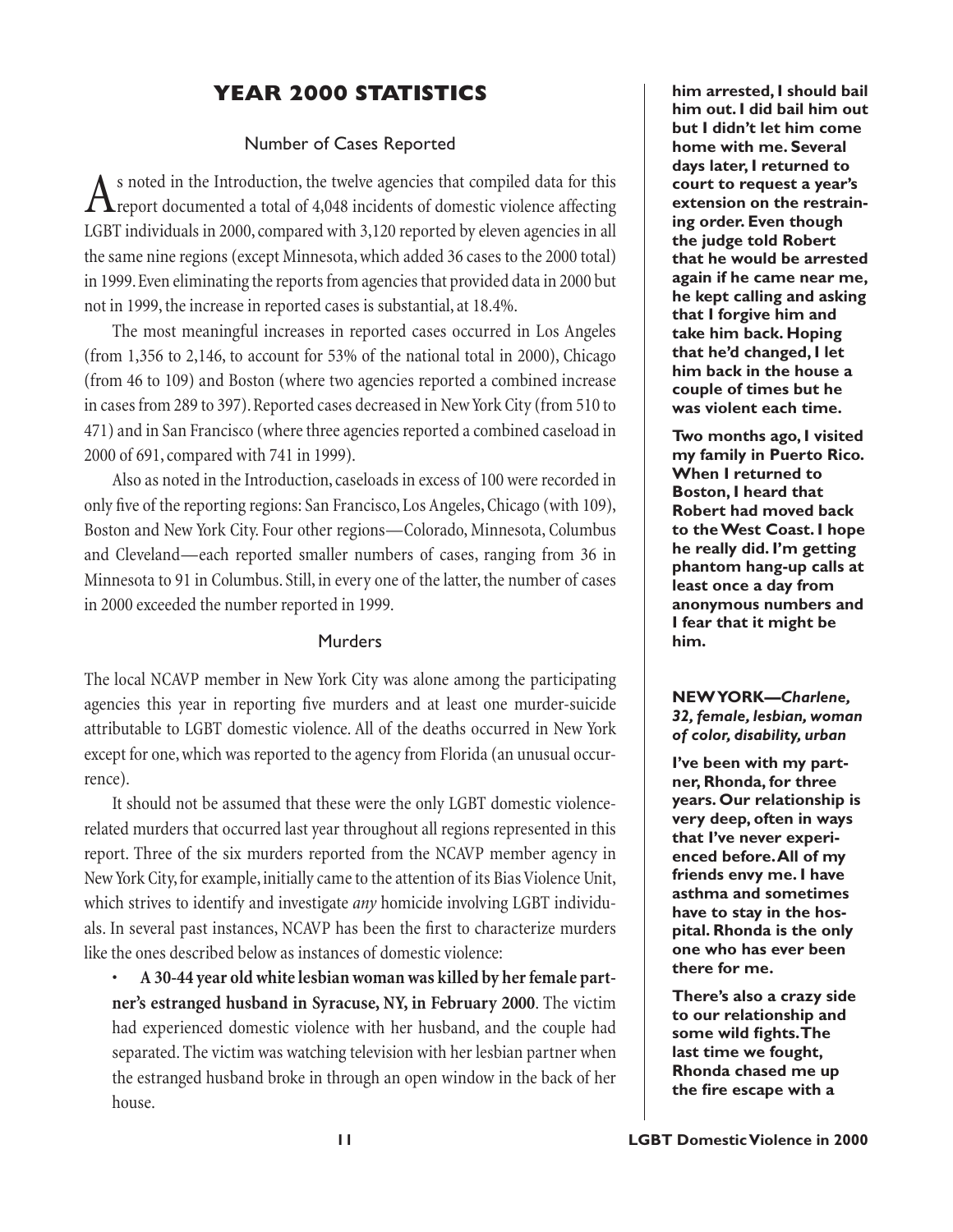## YEAR 2000 STATISTICS

### Number of Cases Reported

As noted in the Introduction, the twelve agencies that compiled data for this report documented a total of 4,048 incidents of domestic violence affecting LGBT individuals in 2000, compared with 3,120 reported by eleven agencies in all the same nine regions (except Minnesota, which added 36 cases to the 2000 total) in 1999. Even eliminating the reports from agencies that provided data in 2000 but not in 1999, the increase in reported cases is substantial, at 18.4%.

The most meaningful increases in reported cases occurred in Los Angeles (from 1,356 to 2,146, to account for 53% of the national total in 2000), Chicago (from 46 to 109) and Boston (where two agencies reported a combined increase in cases from 289 to 397). Reported cases decreased in New York City (from 510 to 471) and in San Francisco (where three agencies reported a combined caseload in 2000 of 691, compared with 741 in 1999).

Also as noted in the Introduction, caseloads in excess of 100 were recorded in only five of the reporting regions: San Francisco, Los Angeles, Chicago (with 109), Boston and New York City. Four other regions—Colorado, Minnesota, Columbus and Cleveland—each reported smaller numbers of cases, ranging from 36 in Minnesota to 91 in Columbus. Still, in every one of the latter, the number of cases in 2000 exceeded the number reported in 1999.

### Murders

The local NCAVP member in New York City was alone among the participating agencies this year in reporting five murders and at least one murder-suicide attributable to LGBT domestic violence. All of the deaths occurred in New York except for one, which was reported to the agency from Florida (an unusual occurrence).

It should not be assumed that these were the only LGBT domestic violence-related murders that occurred last year throughout all regions represented in this report. Three of the six murders reported from the NCAVP member agency in New York City, for example, initially came to the attention of its Bias Violence Unit, which strives to identify and investigate *any* homicide involving LGBT individuals. In several past instances, NCAVP has been the first to characterize murders like the ones described below as instances of domestic violence:

- **A 30-44 year old white lesbian woman was killed by her female partner's estranged husband in Syracuse, NY, in February 2000**. The victim had experienced domestic violence with her husband, and the couple had separated. The victim was watching television with her lesbian partner when the estranged husband broke in through an open window in the back of her house.

**him arrested, I should bail him out. I did bail him out but I didn't let him come home with me. Several days later, I returned to court to request a year's extension on the restraining order. Even though the judge told Robert that he would be arrested again if he came near me, he kept calling and asking that I forgive him and take him back. Hoping that he'd changed, I let him back in the house a couple of times but he was violent each time.**

**Two months ago, I visited my family in Puerto Rico. When I returned to Boston, I heard that Robert had moved back to the West Coast. I hope he really did. I'm getting phantom hang-up calls at least once a day from anonymous numbers and I fear that it might be him.**

**NEW YORK—*Charlene, 32, female, lesbian, woman of color, disability, urban***

**I've been with my partner, Rhonda, for three years. Our relationship is very deep, often in ways that I've never experienced before. All of my friends envy me. I have asthma and sometimes have to stay in the hospital. Rhonda is the only one who has ever been there for me.**

**There's also a crazy side to our relationship and some wild fights. The last time we fought, Rhonda chased me up the fire escape with a**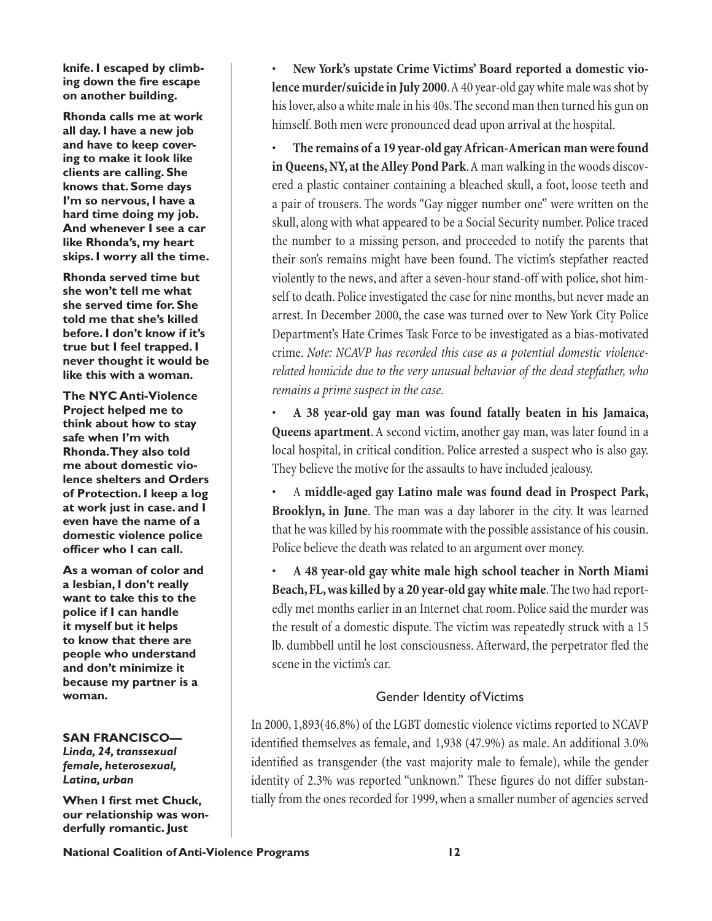**knife. I escaped by climbing down the fire escape on another building.**

**Rhonda calls me at work all day. I have a new job and have to keep covering to make it look like clients are calling. She knows that. Some days I'm so nervous, I have a hard time doing my job. And whenever I see a car like Rhonda's, my heart skips. I worry all the time.**

**Rhonda served time but she won't tell me what she served time for. She told me that she's killed before. I don't know if it's true but I feel trapped. I never thought it would be like this with a woman.**

**The NYC Anti-Violence Project helped me to think about how to stay safe when I'm with Rhonda. They also told me about domestic violence shelters and Orders of Protection. I keep a log at work just in case. and I even have the name of a domestic violence police officer who I can call.**

**As a woman of color and a lesbian, I don't really want to take this to the police if I can handle it myself but it helps to know that there are people who understand and don't minimize it because my partner is a woman.**

**SAN FRANCISCO—**
***Linda, 24, transsexual female, heterosexual, Latina, urban***

**When I first met Chuck, our relationship was wonderfully romantic. Just**

- **New York's upstate Crime Victims' Board reported a domestic violence murder/suicide in July 2000**. A 40 year-old gay white male was shot by his lover, also a white male in his 40s. The second man then turned his gun on himself. Both men were pronounced dead upon arrival at the hospital.

- **The remains of a 19 year-old gay African-American man were found in Queens, NY, at the Alley Pond Park**. A man walking in the woods discovered a plastic container containing a bleached skull, a foot, loose teeth and a pair of trousers. The words "Gay nigger number one" were written on the skull, along with what appeared to be a Social Security number. Police traced the number to a missing person, and proceeded to notify the parents that their son's remains might have been found. The victim's stepfather reacted violently to the news, and after a seven-hour stand-off with police, shot himself to death. Police investigated the case for nine months, but never made an arrest. In December 2000, the case was turned over to New York City Police Department's Hate Crimes Task Force to be investigated as a bias-motivated crime. *Note: NCAVP has recorded this case as a potential domestic violence-related homicide due to the very unusual behavior of the dead stepfather, who remains a prime suspect in the case.*

- **A 38 year-old gay man was found fatally beaten in his Jamaica, Queens apartment**. A second victim, another gay man, was later found in a local hospital, in critical condition. Police arrested a suspect who is also gay. They believe the motive for the assaults to have included jealousy.

- A **middle-aged gay Latino male was found dead in Prospect Park, Brooklyn, in June**. The man was a day laborer in the city. It was learned that he was killed by his roommate with the possible assistance of his cousin. Police believe the death was related to an argument over money.

- **A 48 year-old gay white male high school teacher in North Miami Beach, FL, was killed by a 20 year-old gay white male**. The two had reportedly met months earlier in an Internet chat room. Police said the murder was the result of a domestic dispute. The victim was repeatedly struck with a 15 lb. dumbbell until he lost consciousness. Afterward, the perpetrator fled the scene in the victim's car.

## Gender Identity of Victims

In 2000, 1,893(46.8%) of the LGBT domestic violence victims reported to NCAVP identified themselves as female, and 1,938 (47.9%) as male. An additional 3.0% identified as transgender (the vast majority male to female), while the gender identity of 2.3% was reported "unknown." These figures do not differ substantially from the ones recorded for 1999, when a smaller number of agencies served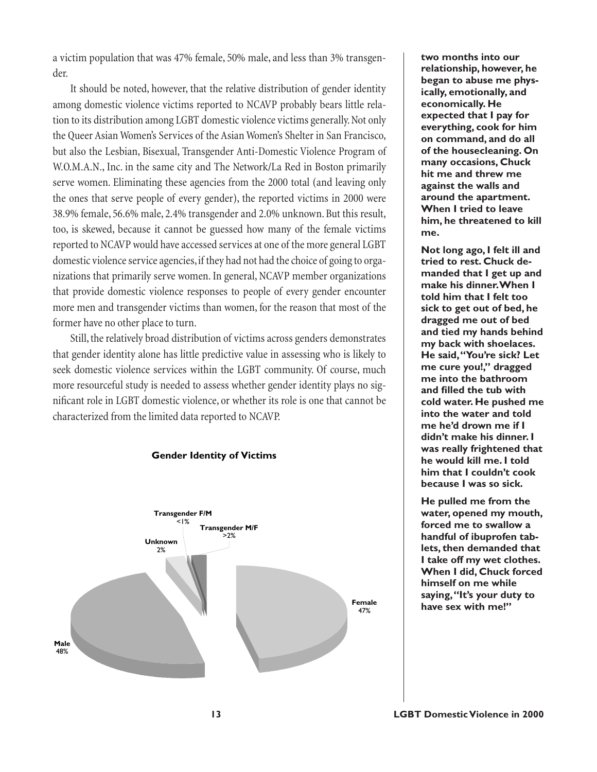a victim population that was 47% female, 50% male, and less than 3% transgender.

It should be noted, however, that the relative distribution of gender identity among domestic violence victims reported to NCAVP probably bears little relation to its distribution among LGBT domestic violence victims generally. Not only the Queer Asian Women's Services of the Asian Women's Shelter in San Francisco, but also the Lesbian, Bisexual, Transgender Anti-Domestic Violence Program of W.O.M.A.N., Inc. in the same city and The Network/La Red in Boston primarily serve women. Eliminating these agencies from the 2000 total (and leaving only the ones that serve people of every gender), the reported victims in 2000 were 38.9% female, 56.6% male, 2.4% transgender and 2.0% unknown. But this result, too, is skewed, because it cannot be guessed how many of the female victims reported to NCAVP would have accessed services at one of the more general LGBT domestic violence service agencies, if they had not had the choice of going to organizations that primarily serve women. In general, NCAVP member organizations that provide domestic violence responses to people of every gender encounter more men and transgender victims than women, for the reason that most of the former have no other place to turn.

Still, the relatively broad distribution of victims across genders demonstrates that gender identity alone has little predictive value in assessing who is likely to seek domestic violence services within the LGBT community. Of course, much more resourceful study is needed to assess whether gender identity plays no significant role in LGBT domestic violence, or whether its role is one that cannot be characterized from the limited data reported to NCAVP.

**Gender Identity of Victims**

| Gender Identity | Percentage |
|---|---|
| Female | 47% |
| Male | 48% |
| Unknown | 2% |
| Transgender F/M | <1% |
| Transgender M/F | >2% |

**two months into our relationship, however, he began to abuse me physically, emotionally, and economically. He expected that I pay for everything, cook for him on command, and do all of the housecleaning. On many occasions, Chuck hit me and threw me against the walls and around the apartment. When I tried to leave him, he threatened to kill me.**

**Not long ago, I felt ill and tried to rest. Chuck demanded that I get up and make his dinner. When I told him that I felt too sick to get out of bed, he dragged me out of bed and tied my hands behind my back with shoelaces. He said, "You're sick? Let me cure you!," dragged me into the bathroom and filled the tub with cold water. He pushed me into the water and told me he'd drown me if I didn't make his dinner. I was really frightened that he would kill me. I told him that I couldn't cook because I was so sick.**

**He pulled me from the water, opened my mouth, forced me to swallow a handful of ibuprofen tablets, then demanded that I take off my wet clothes. When I did, Chuck forced himself on me while saying, "It's your duty to have sex with me!"**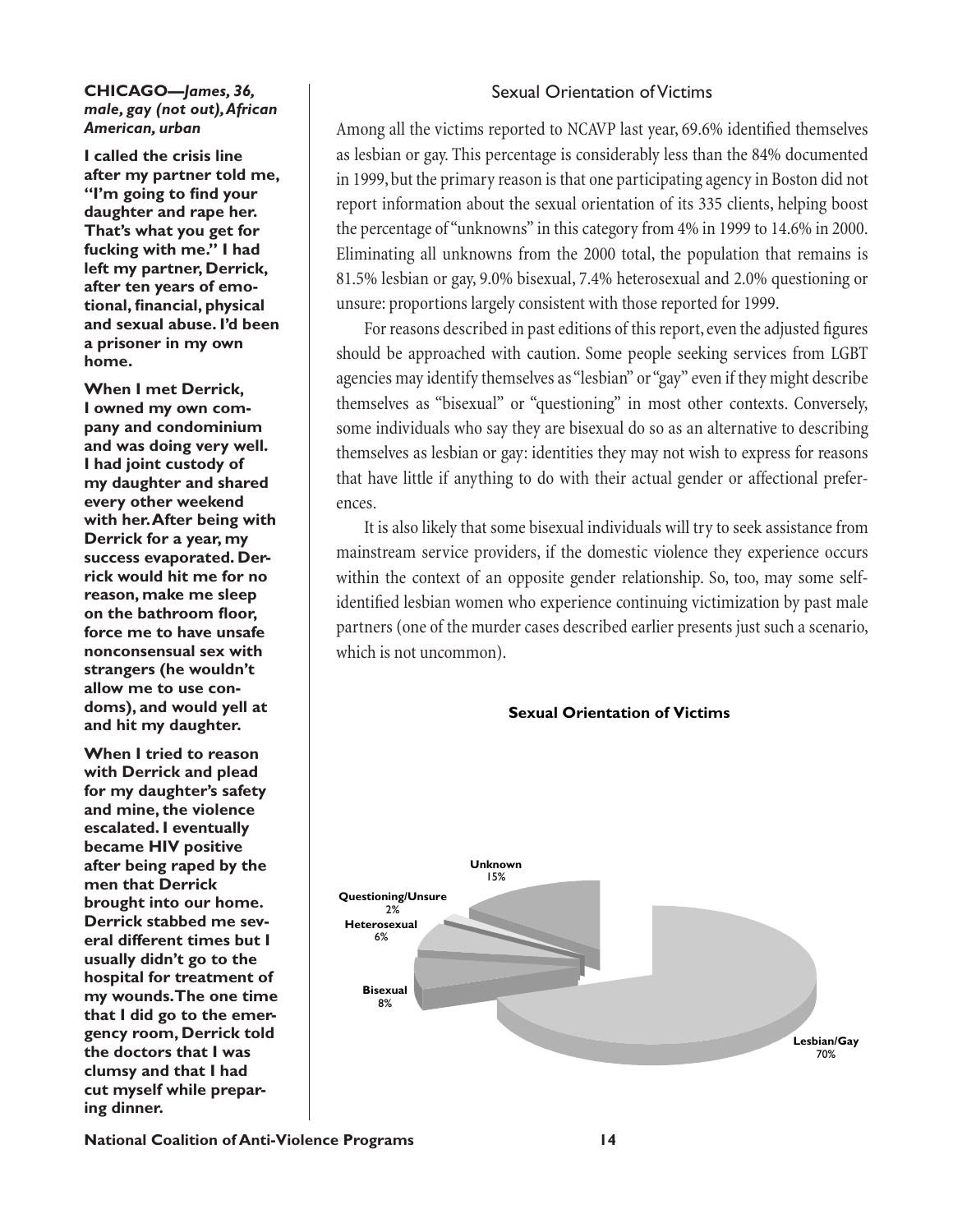**CHICAGO—*James, 36, male, gay (not out), African American, urban***

**I called the crisis line after my partner told me, "I'm going to find your daughter and rape her. That's what you get for fucking with me." I had left my partner, Derrick, after ten years of emotional, financial, physical and sexual abuse. I'd been a prisoner in my own home.**

**When I met Derrick, I owned my own company and condominium and was doing very well. I had joint custody of my daughter and shared every other weekend with her. After being with Derrick for a year, my success evaporated. Derrick would hit me for no reason, make me sleep on the bathroom floor, force me to have unsafe nonconsensual sex with strangers (he wouldn't allow me to use condoms), and would yell at and hit my daughter.**

**When I tried to reason with Derrick and plead for my daughter's safety and mine, the violence escalated. I eventually became HIV positive after being raped by the men that Derrick brought into our home. Derrick stabbed me several different times but I usually didn't go to the hospital for treatment of my wounds. The one time that I did go to the emergency room, Derrick told the doctors that I was clumsy and that I had cut myself while preparing dinner.**

## Sexual Orientation of Victims

Among all the victims reported to NCAVP last year, 69.6% identified themselves as lesbian or gay. This percentage is considerably less than the 84% documented in 1999, but the primary reason is that one participating agency in Boston did not report information about the sexual orientation of its 335 clients, helping boost the percentage of "unknowns" in this category from 4% in 1999 to 14.6% in 2000. Eliminating all unknowns from the 2000 total, the population that remains is 81.5% lesbian or gay, 9.0% bisexual, 7.4% heterosexual and 2.0% questioning or unsure: proportions largely consistent with those reported for 1999.

For reasons described in past editions of this report, even the adjusted figures should be approached with caution. Some people seeking services from LGBT agencies may identify themselves as "lesbian" or "gay" even if they might describe themselves as "bisexual" or "questioning" in most other contexts. Conversely, some individuals who say they are bisexual do so as an alternative to describing themselves as lesbian or gay: identities they may not wish to express for reasons that have little if anything to do with their actual gender or affectional preferences.

It is also likely that some bisexual individuals will try to seek assistance from mainstream service providers, if the domestic violence they experience occurs within the context of an opposite gender relationship. So, too, may some self-identified lesbian women who experience continuing victimization by past male partners (one of the murder cases described earlier presents just such a scenario, which is not uncommon).

**Sexual Orientation of Victims**

| Sexual Orientation | Percentage |
|---|---|
| Lesbian/Gay | 70% |
| Bisexual | 8% |
| Heterosexual | 6% |
| Questioning/Unsure | 2% |
| Unknown | 15% |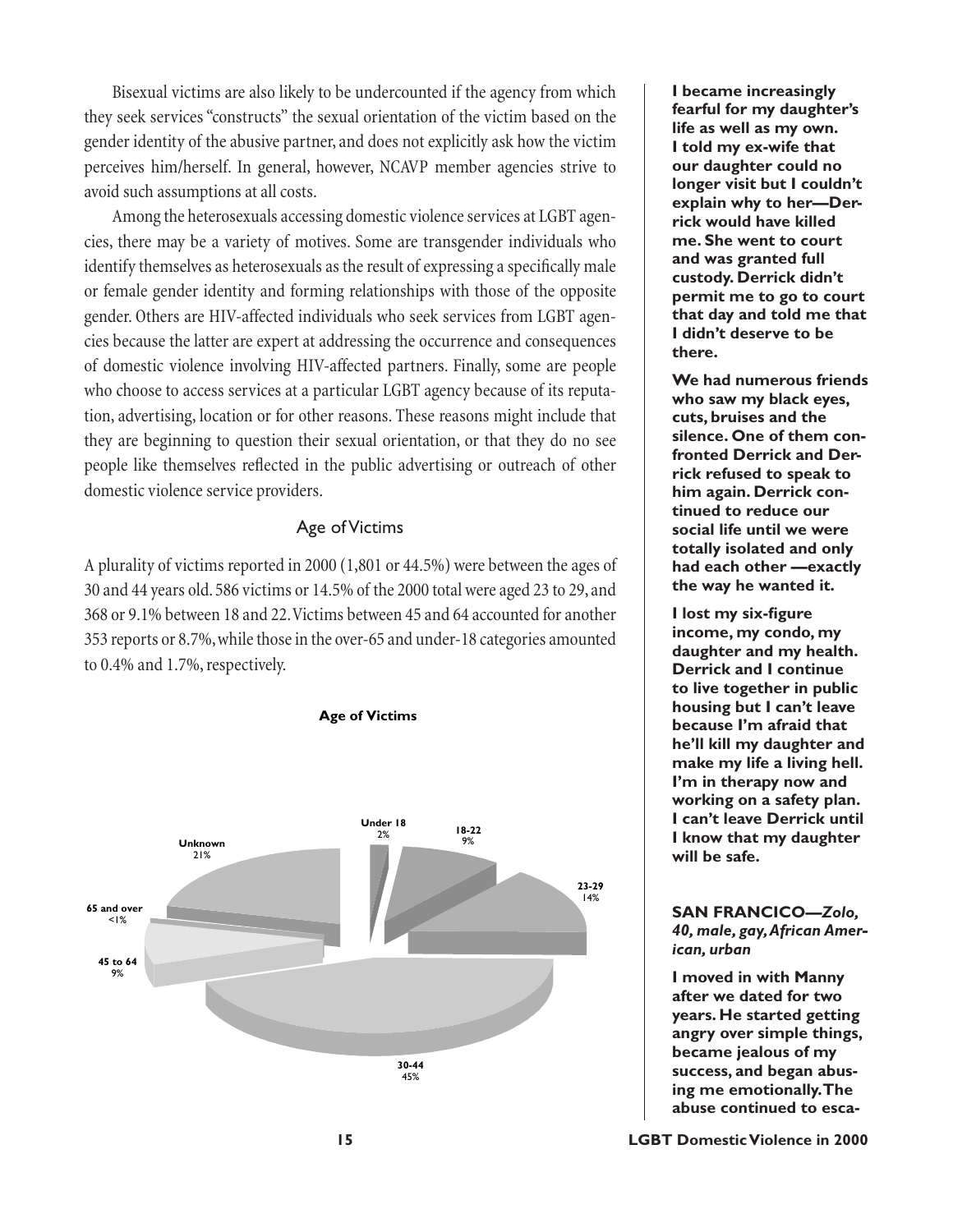Bisexual victims are also likely to be undercounted if the agency from which they seek services "constructs" the sexual orientation of the victim based on the gender identity of the abusive partner, and does not explicitly ask how the victim perceives him/herself. In general, however, NCAVP member agencies strive to avoid such assumptions at all costs.

Among the heterosexuals accessing domestic violence services at LGBT agencies, there may be a variety of motives. Some are transgender individuals who identify themselves as heterosexuals as the result of expressing a specifically male or female gender identity and forming relationships with those of the opposite gender. Others are HIV-affected individuals who seek services from LGBT agencies because the latter are expert at addressing the occurrence and consequences of domestic violence involving HIV-affected partners. Finally, some are people who choose to access services at a particular LGBT agency because of its reputation, advertising, location or for other reasons. These reasons might include that they are beginning to question their sexual orientation, or that they do no see people like themselves reflected in the public advertising or outreach of other domestic violence service providers.

## Age of Victims

A plurality of victims reported in 2000 (1,801 or 44.5%) were between the ages of 30 and 44 years old. 586 victims or 14.5% of the 2000 total were aged 23 to 29, and 368 or 9.1% between 18 and 22. Victims between 45 and 64 accounted for another 353 reports or 8.7%, while those in the over-65 and under-18 categories amounted to 0.4% and 1.7%, respectively.

**Age of Victims**

| Age | Percent |
|---|---|
| Under 18 | 2% |
| 18-22 | 9% |
| 23-29 | 14% |
| 30-44 | 45% |
| 45 to 64 | 9% |
| 65 and over | <1% |
| Unknown | 21% |

**I became increasingly fearful for my daughter's life as well as my own. I told my ex-wife that our daughter could no longer visit but I couldn't explain why to her—Derrick would have killed me. She went to court and was granted full custody. Derrick didn't permit me to go to court that day and told me that I didn't deserve to be there.**

**We had numerous friends who saw my black eyes, cuts, bruises and the silence. One of them confronted Derrick and Derrick refused to speak to him again. Derrick continued to reduce our social life until we were totally isolated and only had each other —exactly the way he wanted it.**

**I lost my six-figure income, my condo, my daughter and my health. Derrick and I continue to live together in public housing but I can't leave because I'm afraid that he'll kill my daughter and make my life a living hell. I'm in therapy now and working on a safety plan. I can't leave Derrick until I know that my daughter will be safe.**

**SAN FRANCICO—*Zolo, 40, male, gay, African American, urban***

**I moved in with Manny after we dated for two years. He started getting angry over simple things, became jealous of my success, and began abusing me emotionally. The abuse continued to esca-**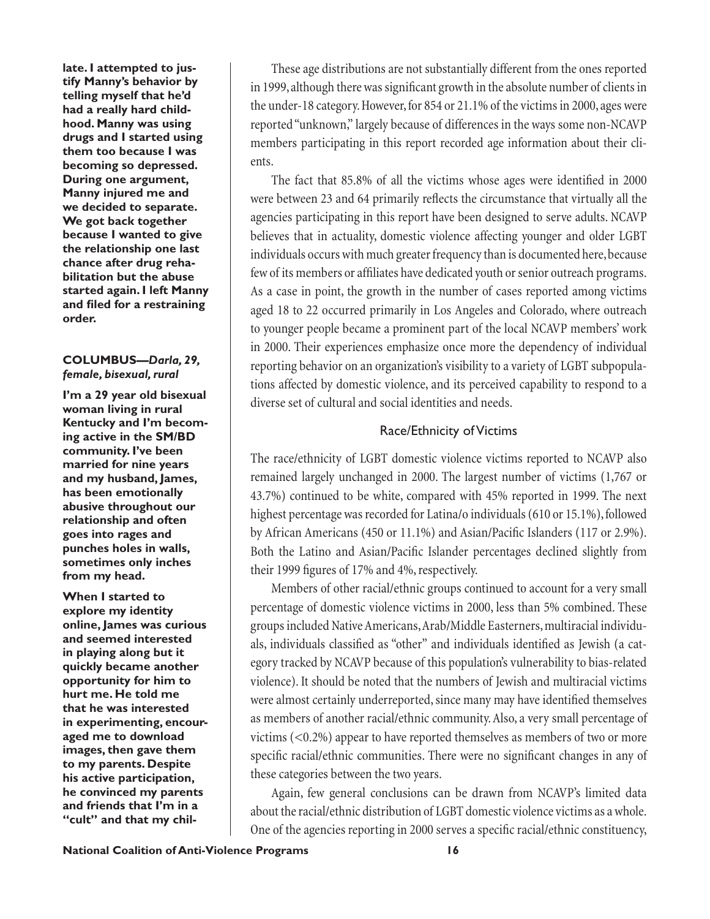**late. I attempted to justify Manny's behavior by telling myself that he'd had a really hard childhood. Manny was using drugs and I started using them too because I was becoming so depressed. During one argument, Manny injured me and we decided to separate. We got back together because I wanted to give the relationship one last chance after drug rehabilitation but the abuse started again. I left Manny and filed for a restraining order.**

**COLUMBUS—*Darla, 29, female, bisexual, rural***

**I'm a 29 year old bisexual woman living in rural Kentucky and I'm becoming active in the SM/BD community. I've been married for nine years and my husband, James, has been emotionally abusive throughout our relationship and often goes into rages and punches holes in walls, sometimes only inches from my head.**

**When I started to explore my identity online, James was curious and seemed interested in playing along but it quickly became another opportunity for him to hurt me. He told me that he was interested in experimenting, encouraged me to download images, then gave them to my parents. Despite his active participation, he convinced my parents and friends that I'm in a "cult" and that my chil-**

These age distributions are not substantially different from the ones reported in 1999, although there was significant growth in the absolute number of clients in the under-18 category. However, for 854 or 21.1% of the victims in 2000, ages were reported "unknown," largely because of differences in the ways some non-NCAVP members participating in this report recorded age information about their clients.

The fact that 85.8% of all the victims whose ages were identified in 2000 were between 23 and 64 primarily reflects the circumstance that virtually all the agencies participating in this report have been designed to serve adults. NCAVP believes that in actuality, domestic violence affecting younger and older LGBT individuals occurs with much greater frequency than is documented here, because few of its members or affiliates have dedicated youth or senior outreach programs. As a case in point, the growth in the number of cases reported among victims aged 18 to 22 occurred primarily in Los Angeles and Colorado, where outreach to younger people became a prominent part of the local NCAVP members' work in 2000. Their experiences emphasize once more the dependency of individual reporting behavior on an organization's visibility to a variety of LGBT subpopulations affected by domestic violence, and its perceived capability to respond to a diverse set of cultural and social identities and needs.

### Race/Ethnicity of Victims

The race/ethnicity of LGBT domestic violence victims reported to NCAVP also remained largely unchanged in 2000. The largest number of victims (1,767 or 43.7%) continued to be white, compared with 45% reported in 1999. The next highest percentage was recorded for Latina/o individuals (610 or 15.1%), followed by African Americans (450 or 11.1%) and Asian/Pacific Islanders (117 or 2.9%). Both the Latino and Asian/Pacific Islander percentages declined slightly from their 1999 figures of 17% and 4%, respectively.

Members of other racial/ethnic groups continued to account for a very small percentage of domestic violence victims in 2000, less than 5% combined. These groups included Native Americans, Arab/Middle Easterners, multiracial individuals, individuals classified as "other" and individuals identified as Jewish (a category tracked by NCAVP because of this population's vulnerability to bias-related violence). It should be noted that the numbers of Jewish and multiracial victims were almost certainly underreported, since many may have identified themselves as members of another racial/ethnic community. Also, a very small percentage of victims (<0.2%) appear to have reported themselves as members of two or more specific racial/ethnic communities. There were no significant changes in any of these categories between the two years.

Again, few general conclusions can be drawn from NCAVP's limited data about the racial/ethnic distribution of LGBT domestic violence victims as a whole. One of the agencies reporting in 2000 serves a specific racial/ethnic constituency,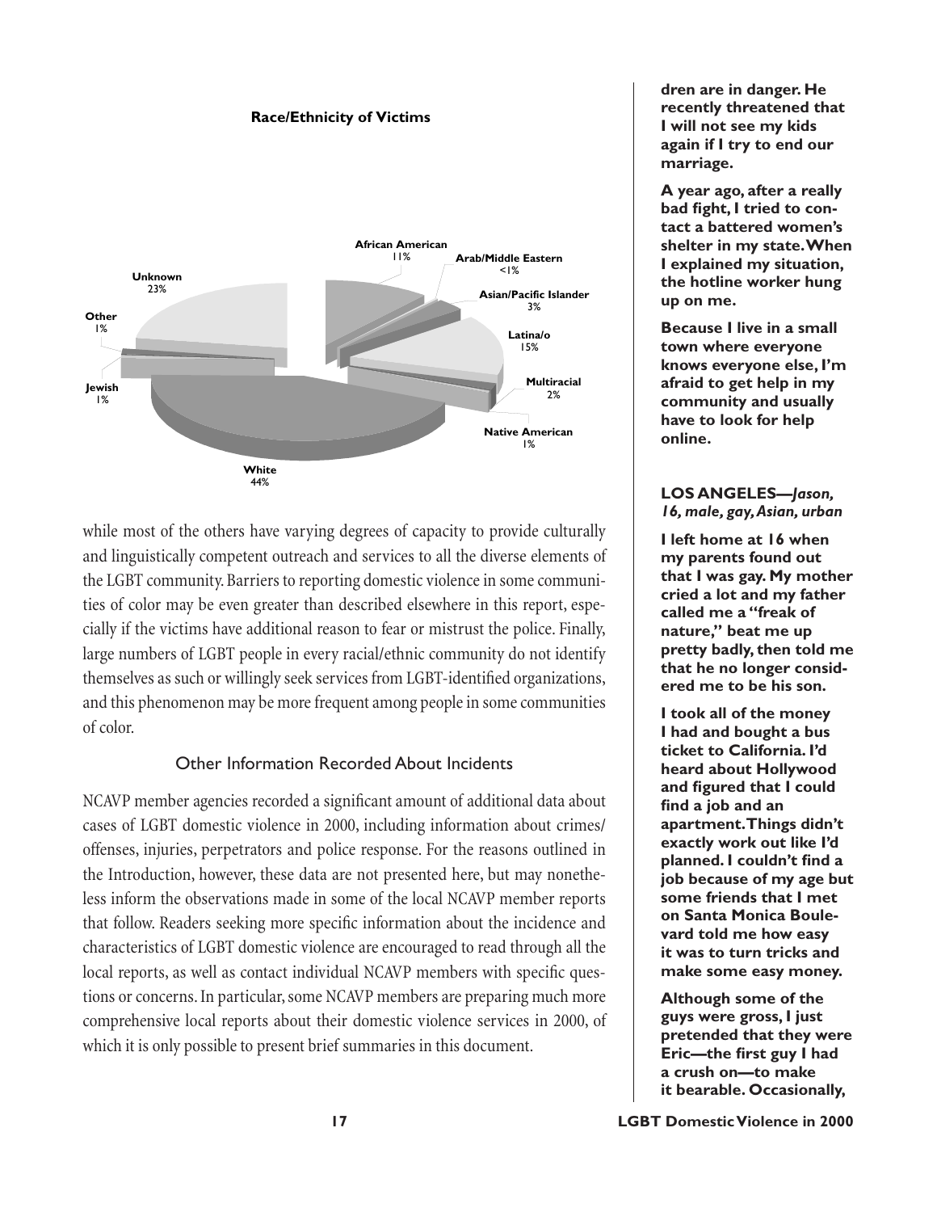**Race/Ethnicity of Victims**

| Race/Ethnicity | Percent |
|---|---|
| African American | 11% |
| Arab/Middle Eastern | <1% |
| Asian/Pacific Islander | 3% |
| Latina/o | 15% |
| Multiracial | 2% |
| Native American | 1% |
| White | 44% |
| Jewish | 1% |
| Other | 1% |
| Unknown | 23% |

while most of the others have varying degrees of capacity to provide culturally and linguistically competent outreach and services to all the diverse elements of the LGBT community. Barriers to reporting domestic violence in some communities of color may be even greater than described elsewhere in this report, especially if the victims have additional reason to fear or mistrust the police. Finally, large numbers of LGBT people in every racial/ethnic community do not identify themselves as such or willingly seek services from LGBT-identified organizations, and this phenomenon may be more frequent among people in some communities of color.

## Other Information Recorded About Incidents

NCAVP member agencies recorded a significant amount of additional data about cases of LGBT domestic violence in 2000, including information about crimes/offenses, injuries, perpetrators and police response. For the reasons outlined in the Introduction, however, these data are not presented here, but may nonetheless inform the observations made in some of the local NCAVP member reports that follow. Readers seeking more specific information about the incidence and characteristics of LGBT domestic violence are encouraged to read through all the local reports, as well as contact individual NCAVP members with specific questions or concerns. In particular, some NCAVP members are preparing much more comprehensive local reports about their domestic violence services in 2000, of which it is only possible to present brief summaries in this document.

**dren are in danger. He recently threatened that I will not see my kids again if I try to end our marriage.**

**A year ago, after a really bad fight, I tried to contact a battered women's shelter in my state. When I explained my situation, the hotline worker hung up on me.**

**Because I live in a small town where everyone knows everyone else, I'm afraid to get help in my community and usually have to look for help online.**

**LOS ANGELES—*Jason, 16, male, gay, Asian, urban***

**I left home at 16 when my parents found out that I was gay. My mother cried a lot and my father called me a "freak of nature," beat me up pretty badly, then told me that he no longer considered me to be his son.**

**I took all of the money I had and bought a bus ticket to California. I'd heard about Hollywood and figured that I could find a job and an apartment. Things didn't exactly work out like I'd planned. I couldn't find a job because of my age but some friends that I met on Santa Monica Boulevard told me how easy it was to turn tricks and make some easy money.**

**Although some of the guys were gross, I just pretended that they were Eric—the first guy I had a crush on—to make it bearable. Occasionally,**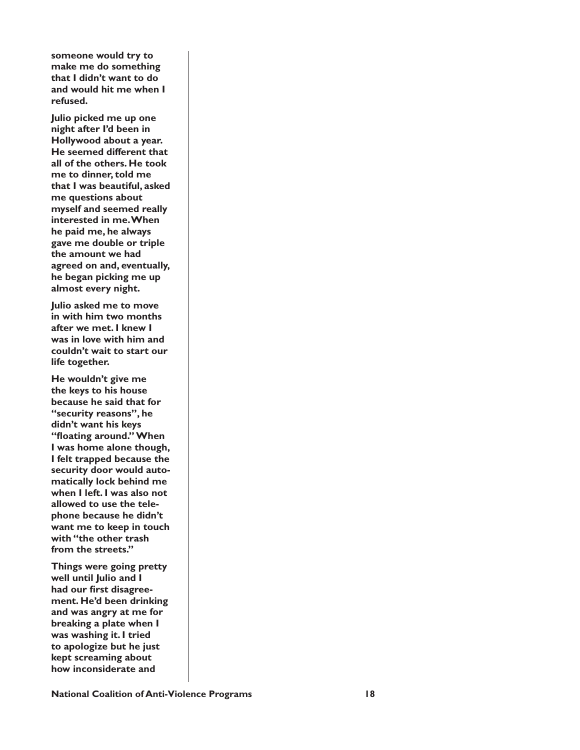**someone would try to make me do something that I didn't want to do and would hit me when I refused.**

**Julio picked me up one night after I'd been in Hollywood about a year. He seemed different that all of the others. He took me to dinner, told me that I was beautiful, asked me questions about myself and seemed really interested in me. When he paid me, he always gave me double or triple the amount we had agreed on and, eventually, he began picking me up almost every night.**

**Julio asked me to move in with him two months after we met. I knew I was in love with him and couldn't wait to start our life together.**

**He wouldn't give me the keys to his house because he said that for "security reasons", he didn't want his keys "floating around." When I was home alone though, I felt trapped because the security door would automatically lock behind me when I left. I was also not allowed to use the telephone because he didn't want me to keep in touch with "the other trash from the streets."**

**Things were going pretty well until Julio and I had our first disagreement. He'd been drinking and was angry at me for breaking a plate when I was washing it. I tried to apologize but he just kept screaming about how inconsiderate and**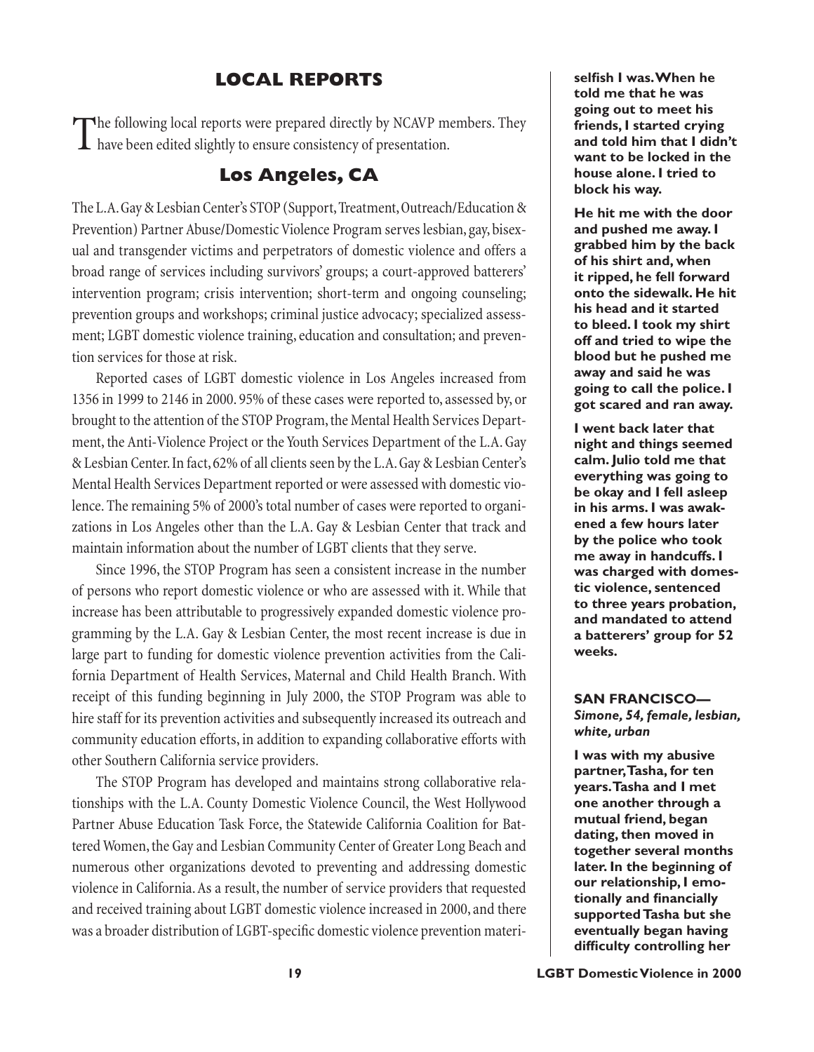## LOCAL REPORTS

The following local reports were prepared directly by NCAVP members. They have been edited slightly to ensure consistency of presentation.

### Los Angeles, CA

The L.A. Gay & Lesbian Center's STOP (Support, Treatment, Outreach/Education & Prevention) Partner Abuse/Domestic Violence Program serves lesbian, gay, bisexual and transgender victims and perpetrators of domestic violence and offers a broad range of services including survivors' groups; a court-approved batterers' intervention program; crisis intervention; short-term and ongoing counseling; prevention groups and workshops; criminal justice advocacy; specialized assessment; LGBT domestic violence training, education and consultation; and prevention services for those at risk.

Reported cases of LGBT domestic violence in Los Angeles increased from 1356 in 1999 to 2146 in 2000. 95% of these cases were reported to, assessed by, or brought to the attention of the STOP Program, the Mental Health Services Department, the Anti-Violence Project or the Youth Services Department of the L.A. Gay & Lesbian Center. In fact, 62% of all clients seen by the L.A. Gay & Lesbian Center's Mental Health Services Department reported or were assessed with domestic violence. The remaining 5% of 2000's total number of cases were reported to organizations in Los Angeles other than the L.A. Gay & Lesbian Center that track and maintain information about the number of LGBT clients that they serve.

Since 1996, the STOP Program has seen a consistent increase in the number of persons who report domestic violence or who are assessed with it. While that increase has been attributable to progressively expanded domestic violence programming by the L.A. Gay & Lesbian Center, the most recent increase is due in large part to funding for domestic violence prevention activities from the California Department of Health Services, Maternal and Child Health Branch. With receipt of this funding beginning in July 2000, the STOP Program was able to hire staff for its prevention activities and subsequently increased its outreach and community education efforts, in addition to expanding collaborative efforts with other Southern California service providers.

The STOP Program has developed and maintains strong collaborative relationships with the L.A. County Domestic Violence Council, the West Hollywood Partner Abuse Education Task Force, the Statewide California Coalition for Battered Women, the Gay and Lesbian Community Center of Greater Long Beach and numerous other organizations devoted to preventing and addressing domestic violence in California. As a result, the number of service providers that requested and received training about LGBT domestic violence increased in 2000, and there was a broader distribution of LGBT-specific domestic violence prevention materi-

**selfish I was. When he told me that he was going out to meet his friends, I started crying and told him that I didn't want to be locked in the house alone. I tried to block his way.**

**He hit me with the door and pushed me away. I grabbed him by the back of his shirt and, when it ripped, he fell forward onto the sidewalk. He hit his head and it started to bleed. I took my shirt off and tried to wipe the blood but he pushed me away and said he was going to call the police. I got scared and ran away.**

**I went back later that night and things seemed calm. Julio told me that everything was going to be okay and I fell asleep in his arms. I was awakened a few hours later by the police who took me away in handcuffs. I was charged with domestic violence, sentenced to three years probation, and mandated to attend a batterers' group for 52 weeks.**

**SAN FRANCISCO—**
***Simone, 54, female, lesbian, white, urban***

**I was with my abusive partner, Tasha, for ten years. Tasha and I met one another through a mutual friend, began dating, then moved in together several months later. In the beginning of our relationship, I emotionally and financially supported Tasha but she eventually began having difficulty controlling her**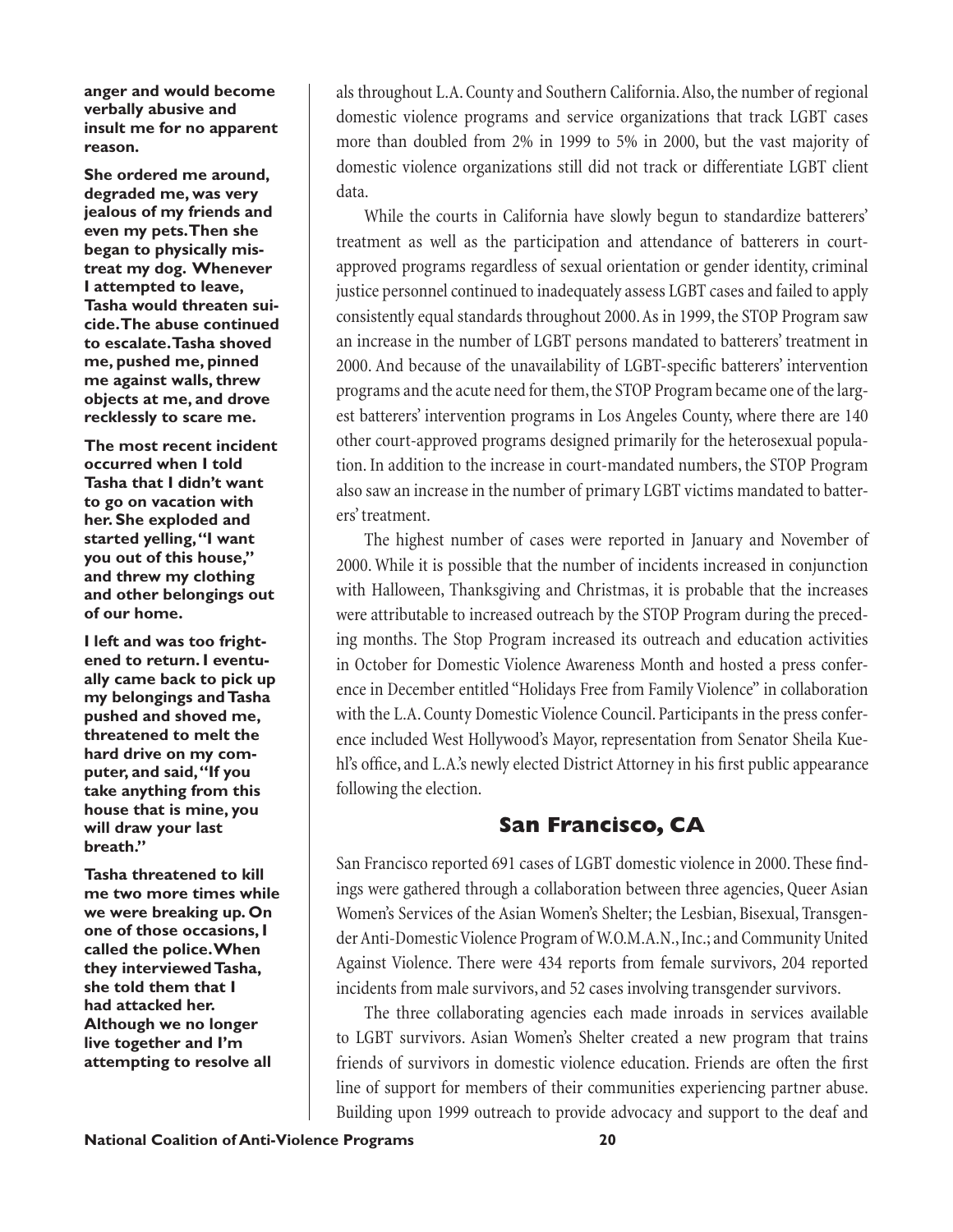**anger and would become verbally abusive and insult me for no apparent reason.**

**She ordered me around, degraded me, was very jealous of my friends and even my pets. Then she began to physically mistreat my dog. Whenever I attempted to leave, Tasha would threaten suicide. The abuse continued to escalate. Tasha shoved me, pushed me, pinned me against walls, threw objects at me, and drove recklessly to scare me.**

**The most recent incident occurred when I told Tasha that I didn't want to go on vacation with her. She exploded and started yelling, "I want you out of this house," and threw my clothing and other belongings out of our home.**

**I left and was too frightened to return. I eventually came back to pick up my belongings and Tasha pushed and shoved me, threatened to melt the hard drive on my computer, and said, "If you take anything from this house that is mine, you will draw your last breath."**

**Tasha threatened to kill me two more times while we were breaking up. On one of those occasions, I called the police. When they interviewed Tasha, she told them that I had attacked her. Although we no longer live together and I'm attempting to resolve all**

als throughout L.A. County and Southern California. Also, the number of regional domestic violence programs and service organizations that track LGBT cases more than doubled from 2% in 1999 to 5% in 2000, but the vast majority of domestic violence organizations still did not track or differentiate LGBT client data.

While the courts in California have slowly begun to standardize batterers' treatment as well as the participation and attendance of batterers in court-approved programs regardless of sexual orientation or gender identity, criminal justice personnel continued to inadequately assess LGBT cases and failed to apply consistently equal standards throughout 2000. As in 1999, the STOP Program saw an increase in the number of LGBT persons mandated to batterers' treatment in 2000. And because of the unavailability of LGBT-specific batterers' intervention programs and the acute need for them, the STOP Program became one of the largest batterers' intervention programs in Los Angeles County, where there are 140 other court-approved programs designed primarily for the heterosexual population. In addition to the increase in court-mandated numbers, the STOP Program also saw an increase in the number of primary LGBT victims mandated to batterers' treatment.

The highest number of cases were reported in January and November of 2000. While it is possible that the number of incidents increased in conjunction with Halloween, Thanksgiving and Christmas, it is probable that the increases were attributable to increased outreach by the STOP Program during the preceding months. The Stop Program increased its outreach and education activities in October for Domestic Violence Awareness Month and hosted a press conference in December entitled "Holidays Free from Family Violence" in collaboration with the L.A. County Domestic Violence Council. Participants in the press conference included West Hollywood's Mayor, representation from Senator Sheila Kuehl's office, and L.A.'s newly elected District Attorney in his first public appearance following the election.

## San Francisco, CA

San Francisco reported 691 cases of LGBT domestic violence in 2000. These findings were gathered through a collaboration between three agencies, Queer Asian Women's Services of the Asian Women's Shelter; the Lesbian, Bisexual, Transgender Anti-Domestic Violence Program of W.O.M.A.N., Inc.; and Community United Against Violence. There were 434 reports from female survivors, 204 reported incidents from male survivors, and 52 cases involving transgender survivors.

The three collaborating agencies each made inroads in services available to LGBT survivors. Asian Women's Shelter created a new program that trains friends of survivors in domestic violence education. Friends are often the first line of support for members of their communities experiencing partner abuse. Building upon 1999 outreach to provide advocacy and support to the deaf and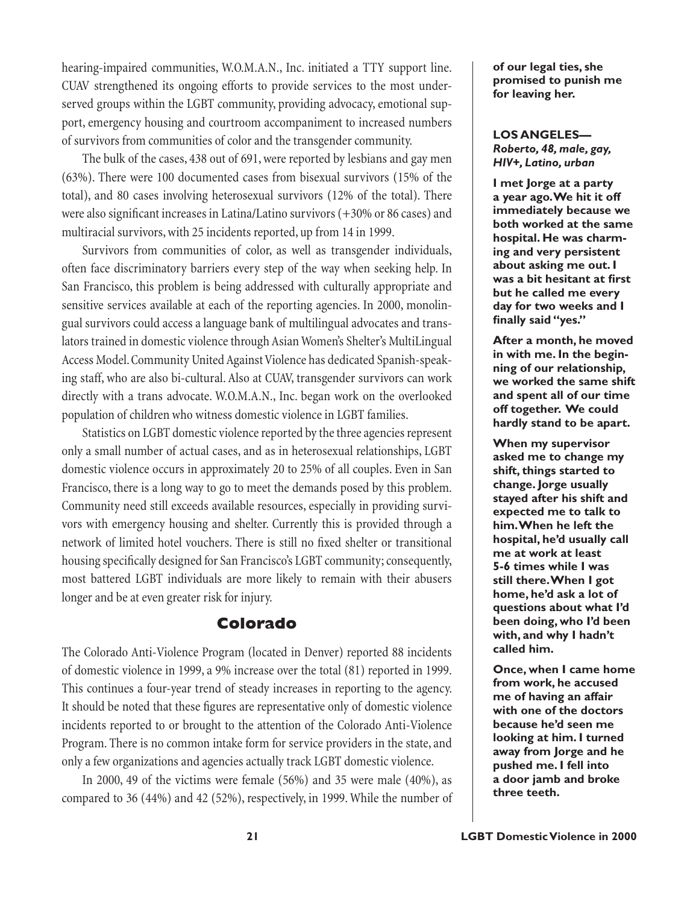hearing-impaired communities, W.O.M.A.N., Inc. initiated a TTY support line. CUAV strengthened its ongoing efforts to provide services to the most underserved groups within the LGBT community, providing advocacy, emotional support, emergency housing and courtroom accompaniment to increased numbers of survivors from communities of color and the transgender community.

The bulk of the cases, 438 out of 691, were reported by lesbians and gay men (63%). There were 100 documented cases from bisexual survivors (15% of the total), and 80 cases involving heterosexual survivors (12% of the total). There were also significant increases in Latina/Latino survivors (+30% or 86 cases) and multiracial survivors, with 25 incidents reported, up from 14 in 1999.

Survivors from communities of color, as well as transgender individuals, often face discriminatory barriers every step of the way when seeking help. In San Francisco, this problem is being addressed with culturally appropriate and sensitive services available at each of the reporting agencies. In 2000, monolingual survivors could access a language bank of multilingual advocates and translators trained in domestic violence through Asian Women's Shelter's MultiLingual Access Model. Community United Against Violence has dedicated Spanish-speaking staff, who are also bi-cultural. Also at CUAV, transgender survivors can work directly with a trans advocate. W.O.M.A.N., Inc. began work on the overlooked population of children who witness domestic violence in LGBT families.

Statistics on LGBT domestic violence reported by the three agencies represent only a small number of actual cases, and as in heterosexual relationships, LGBT domestic violence occurs in approximately 20 to 25% of all couples. Even in San Francisco, there is a long way to go to meet the demands posed by this problem. Community need still exceeds available resources, especially in providing survivors with emergency housing and shelter. Currently this is provided through a network of limited hotel vouchers. There is still no fixed shelter or transitional housing specifically designed for San Francisco's LGBT community; consequently, most battered LGBT individuals are more likely to remain with their abusers longer and be at even greater risk for injury.

## Colorado

The Colorado Anti-Violence Program (located in Denver) reported 88 incidents of domestic violence in 1999, a 9% increase over the total (81) reported in 1999. This continues a four-year trend of steady increases in reporting to the agency. It should be noted that these figures are representative only of domestic violence incidents reported to or brought to the attention of the Colorado Anti-Violence Program. There is no common intake form for service providers in the state, and only a few organizations and agencies actually track LGBT domestic violence.

In 2000, 49 of the victims were female (56%) and 35 were male (40%), as compared to 36 (44%) and 42 (52%), respectively, in 1999. While the number of

**of our legal ties, she promised to punish me for leaving her.**

**LOS ANGELES—**
***Roberto, 48, male, gay, HIV+, Latino, urban***

**I met Jorge at a party a year ago. We hit it off immediately because we both worked at the same hospital. He was charming and very persistent about asking me out. I was a bit hesitant at first but he called me every day for two weeks and I finally said "yes."**

**After a month, he moved in with me. In the beginning of our relationship, we worked the same shift and spent all of our time off together. We could hardly stand to be apart.**

**When my supervisor asked me to change my shift, things started to change. Jorge usually stayed after his shift and expected me to talk to him. When he left the hospital, he'd usually call me at work at least 5-6 times while I was still there. When I got home, he'd ask a lot of questions about what I'd been doing, who I'd been with, and why I hadn't called him.**

**Once, when I came home from work, he accused me of having an affair with one of the doctors because he'd seen me looking at him. I turned away from Jorge and he pushed me. I fell into a door jamb and broke three teeth.**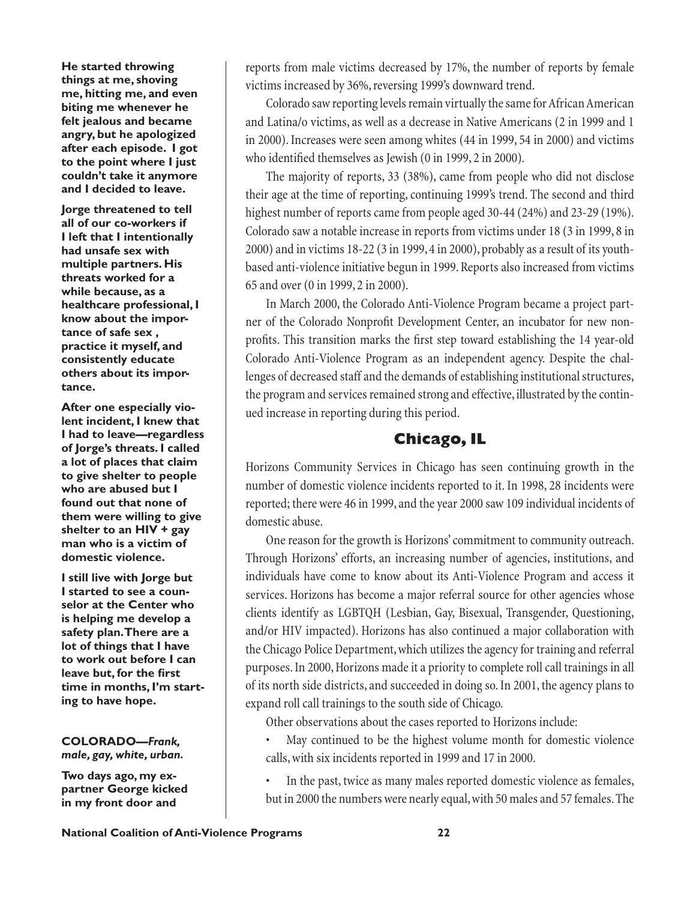**He started throwing things at me, shoving me, hitting me, and even biting me whenever he felt jealous and became angry, but he apologized after each episode. I got to the point where I just couldn't take it anymore and I decided to leave.**

**Jorge threatened to tell all of our co-workers if I left that I intentionally had unsafe sex with multiple partners. His threats worked for a while because, as a healthcare professional, I know about the importance of safe sex , practice it myself, and consistently educate others about its importance.**

**After one especially violent incident, I knew that I had to leave—regardless of Jorge's threats. I called a lot of places that claim to give shelter to people who are abused but I found out that none of them were willing to give shelter to an HIV + gay man who is a victim of domestic violence.**

**I still live with Jorge but I started to see a counselor at the Center who is helping me develop a safety plan. There are a lot of things that I have to work out before I can leave but, for the first time in months, I'm starting to have hope.**

**COLORADO—*Frank, male, gay, white, urban.***

**Two days ago, my ex-partner George kicked in my front door and**

reports from male victims decreased by 17%, the number of reports by female victims increased by 36%, reversing 1999's downward trend.

Colorado saw reporting levels remain virtually the same for African American and Latina/o victims, as well as a decrease in Native Americans (2 in 1999 and 1 in 2000). Increases were seen among whites (44 in 1999, 54 in 2000) and victims who identified themselves as Jewish (0 in 1999, 2 in 2000).

The majority of reports, 33 (38%), came from people who did not disclose their age at the time of reporting, continuing 1999's trend. The second and third highest number of reports came from people aged 30-44 (24%) and 23-29 (19%). Colorado saw a notable increase in reports from victims under 18 (3 in 1999, 8 in 2000) and in victims 18-22 (3 in 1999, 4 in 2000), probably as a result of its youth-based anti-violence initiative begun in 1999. Reports also increased from victims 65 and over (0 in 1999, 2 in 2000).

In March 2000, the Colorado Anti-Violence Program became a project partner of the Colorado Nonprofit Development Center, an incubator for new non-profits. This transition marks the first step toward establishing the 14 year-old Colorado Anti-Violence Program as an independent agency. Despite the challenges of decreased staff and the demands of establishing institutional structures, the program and services remained strong and effective, illustrated by the continued increase in reporting during this period.

## Chicago, IL

Horizons Community Services in Chicago has seen continuing growth in the number of domestic violence incidents reported to it. In 1998, 28 incidents were reported; there were 46 in 1999, and the year 2000 saw 109 individual incidents of domestic abuse.

One reason for the growth is Horizons' commitment to community outreach. Through Horizons' efforts, an increasing number of agencies, institutions, and individuals have come to know about its Anti-Violence Program and access it services. Horizons has become a major referral source for other agencies whose clients identify as LGBTQH (Lesbian, Gay, Bisexual, Transgender, Questioning, and/or HIV impacted). Horizons has also continued a major collaboration with the Chicago Police Department, which utilizes the agency for training and referral purposes. In 2000, Horizons made it a priority to complete roll call trainings in all of its north side districts, and succeeded in doing so. In 2001, the agency plans to expand roll call trainings to the south side of Chicago.

Other observations about the cases reported to Horizons include:

- May continued to be the highest volume month for domestic violence calls, with six incidents reported in 1999 and 17 in 2000.
- In the past, twice as many males reported domestic violence as females, but in 2000 the numbers were nearly equal, with 50 males and 57 females. The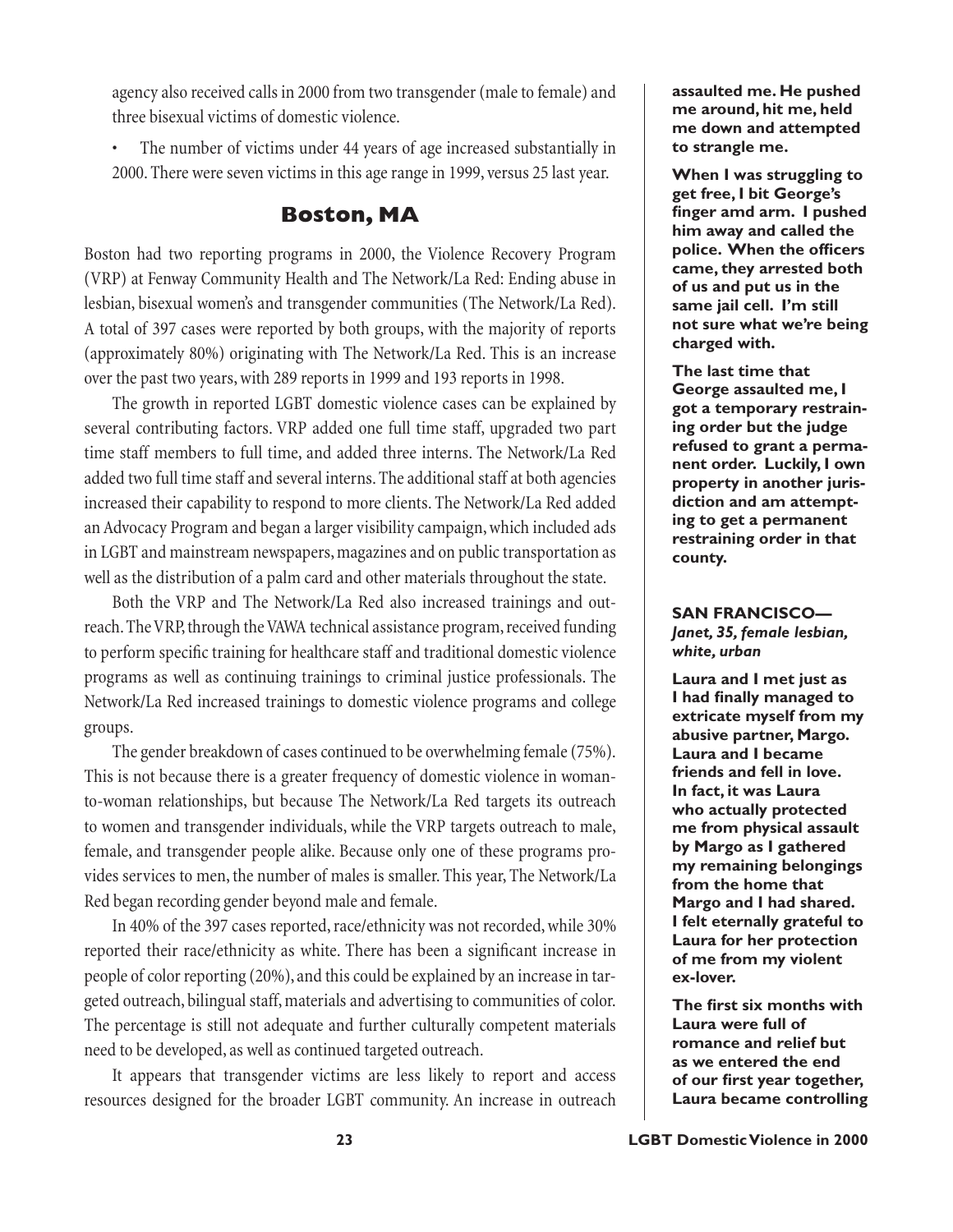agency also received calls in 2000 from two transgender (male to female) and three bisexual victims of domestic violence.

- The number of victims under 44 years of age increased substantially in 2000. There were seven victims in this age range in 1999, versus 25 last year.

## Boston, MA

Boston had two reporting programs in 2000, the Violence Recovery Program (VRP) at Fenway Community Health and The Network/La Red: Ending abuse in lesbian, bisexual women's and transgender communities (The Network/La Red). A total of 397 cases were reported by both groups, with the majority of reports (approximately 80%) originating with The Network/La Red. This is an increase over the past two years, with 289 reports in 1999 and 193 reports in 1998.

The growth in reported LGBT domestic violence cases can be explained by several contributing factors. VRP added one full time staff, upgraded two part time staff members to full time, and added three interns. The Network/La Red added two full time staff and several interns. The additional staff at both agencies increased their capability to respond to more clients. The Network/La Red added an Advocacy Program and began a larger visibility campaign, which included ads in LGBT and mainstream newspapers, magazines and on public transportation as well as the distribution of a palm card and other materials throughout the state.

Both the VRP and The Network/La Red also increased trainings and outreach. The VRP, through the VAWA technical assistance program, received funding to perform specific training for healthcare staff and traditional domestic violence programs as well as continuing trainings to criminal justice professionals. The Network/La Red increased trainings to domestic violence programs and college groups.

The gender breakdown of cases continued to be overwhelming female (75%). This is not because there is a greater frequency of domestic violence in woman-to-woman relationships, but because The Network/La Red targets its outreach to women and transgender individuals, while the VRP targets outreach to male, female, and transgender people alike. Because only one of these programs provides services to men, the number of males is smaller. This year, The Network/La Red began recording gender beyond male and female.

In 40% of the 397 cases reported, race/ethnicity was not recorded, while 30% reported their race/ethnicity as white. There has been a significant increase in people of color reporting (20%), and this could be explained by an increase in targeted outreach, bilingual staff, materials and advertising to communities of color. The percentage is still not adequate and further culturally competent materials need to be developed, as well as continued targeted outreach.

It appears that transgender victims are less likely to report and access resources designed for the broader LGBT community. An increase in outreach

**assaulted me. He pushed me around, hit me, held me down and attempted to strangle me.**

**When I was struggling to get free, I bit George's finger amd arm. I pushed him away and called the police. When the officers came, they arrested both of us and put us in the same jail cell. I'm still not sure what we're being charged with.**

**The last time that George assaulted me, I got a temporary restraining order but the judge refused to grant a permanent order. Luckily, I own property in another jurisdiction and am attempting to get a permanent restraining order in that county.**

**SAN FRANCISCO—**
***Janet, 35, female lesbian, white, urban***

**Laura and I met just as I had finally managed to extricate myself from my abusive partner, Margo. Laura and I became friends and fell in love. In fact, it was Laura who actually protected me from physical assault by Margo as I gathered my remaining belongings from the home that Margo and I had shared. I felt eternally grateful to Laura for her protection of me from my violent ex-lover.**

**The first six months with Laura were full of romance and relief but as we entered the end of our first year together, Laura became controlling**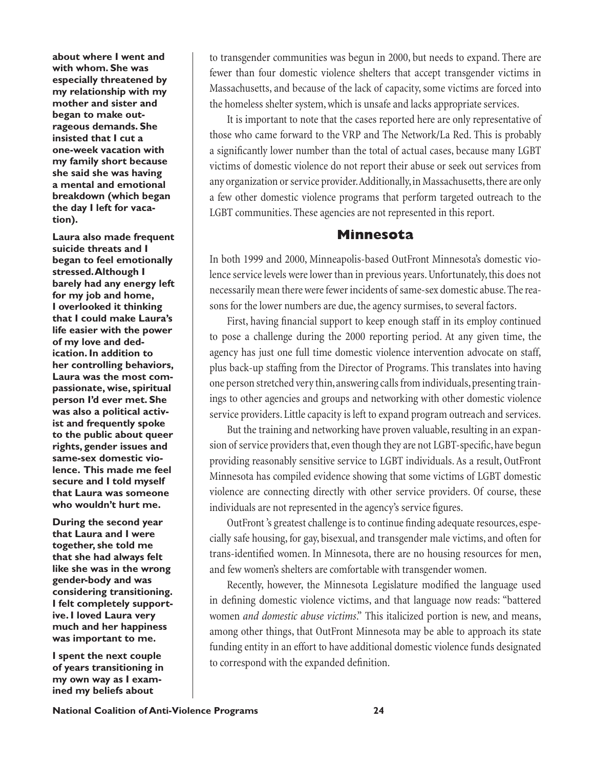**about where I went and with whom. She was especially threatened by my relationship with my mother and sister and began to make outrageous demands. She insisted that I cut a one-week vacation with my family short because she said she was having a mental and emotional breakdown (which began the day I left for vacation).**

**Laura also made frequent suicide threats and I began to feel emotionally stressed. Although I barely had any energy left for my job and home, I overlooked it thinking that I could make Laura's life easier with the power of my love and dedication. In addition to her controlling behaviors, Laura was the most compassionate, wise, spiritual person I'd ever met. She was also a political activist and frequently spoke to the public about queer rights, gender issues and same-sex domestic violence. This made me feel secure and I told myself that Laura was someone who wouldn't hurt me.**

**During the second year that Laura and I were together, she told me that she had always felt like she was in the wrong gender-body and was considering transitioning. I felt completely supportive. I loved Laura very much and her happiness was important to me.**

**I spent the next couple of years transitioning in my own way as I examined my beliefs about**

to transgender communities was begun in 2000, but needs to expand. There are fewer than four domestic violence shelters that accept transgender victims in Massachusetts, and because of the lack of capacity, some victims are forced into the homeless shelter system, which is unsafe and lacks appropriate services.

It is important to note that the cases reported here are only representative of those who came forward to the VRP and The Network/La Red. This is probably a significantly lower number than the total of actual cases, because many LGBT victims of domestic violence do not report their abuse or seek out services from any organization or service provider. Additionally, in Massachusetts, there are only a few other domestic violence programs that perform targeted outreach to the LGBT communities. These agencies are not represented in this report.

## Minnesota

In both 1999 and 2000, Minneapolis-based OutFront Minnesota's domestic violence service levels were lower than in previous years. Unfortunately, this does not necessarily mean there were fewer incidents of same-sex domestic abuse. The reasons for the lower numbers are due, the agency surmises, to several factors.

First, having financial support to keep enough staff in its employ continued to pose a challenge during the 2000 reporting period. At any given time, the agency has just one full time domestic violence intervention advocate on staff, plus back-up staffing from the Director of Programs. This translates into having one person stretched very thin, answering calls from individuals, presenting trainings to other agencies and groups and networking with other domestic violence service providers. Little capacity is left to expand program outreach and services.

But the training and networking have proven valuable, resulting in an expansion of service providers that, even though they are not LGBT-specific, have begun providing reasonably sensitive service to LGBT individuals. As a result, OutFront Minnesota has compiled evidence showing that some victims of LGBT domestic violence are connecting directly with other service providers. Of course, these individuals are not represented in the agency's service figures.

OutFront 's greatest challenge is to continue finding adequate resources, especially safe housing, for gay, bisexual, and transgender male victims, and often for trans-identified women. In Minnesota, there are no housing resources for men, and few women's shelters are comfortable with transgender women.

Recently, however, the Minnesota Legislature modified the language used in defining domestic violence victims, and that language now reads: "battered women *and domestic abuse victims*." This italicized portion is new, and means, among other things, that OutFront Minnesota may be able to approach its state funding entity in an effort to have additional domestic violence funds designated to correspond with the expanded definition.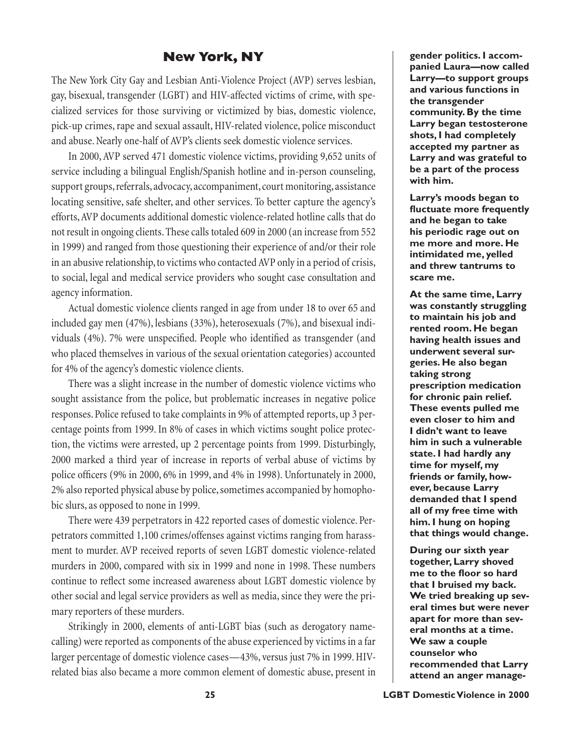## New York, NY

The New York City Gay and Lesbian Anti-Violence Project (AVP) serves lesbian, gay, bisexual, transgender (LGBT) and HIV-affected victims of crime, with specialized services for those surviving or victimized by bias, domestic violence, pick-up crimes, rape and sexual assault, HIV-related violence, police misconduct and abuse. Nearly one-half of AVP's clients seek domestic violence services.

In 2000, AVP served 471 domestic violence victims, providing 9,652 units of service including a bilingual English/Spanish hotline and in-person counseling, support groups, referrals, advocacy, accompaniment, court monitoring, assistance locating sensitive, safe shelter, and other services. To better capture the agency's efforts, AVP documents additional domestic violence-related hotline calls that do not result in ongoing clients. These calls totaled 609 in 2000 (an increase from 552 in 1999) and ranged from those questioning their experience of and/or their role in an abusive relationship, to victims who contacted AVP only in a period of crisis, to social, legal and medical service providers who sought case consultation and agency information.

Actual domestic violence clients ranged in age from under 18 to over 65 and included gay men (47%), lesbians (33%), heterosexuals (7%), and bisexual individuals (4%). 7% were unspecified. People who identified as transgender (and who placed themselves in various of the sexual orientation categories) accounted for 4% of the agency's domestic violence clients.

There was a slight increase in the number of domestic violence victims who sought assistance from the police, but problematic increases in negative police responses. Police refused to take complaints in 9% of attempted reports, up 3 percentage points from 1999. In 8% of cases in which victims sought police protection, the victims were arrested, up 2 percentage points from 1999. Disturbingly, 2000 marked a third year of increase in reports of verbal abuse of victims by police officers (9% in 2000, 6% in 1999, and 4% in 1998). Unfortunately in 2000, 2% also reported physical abuse by police, sometimes accompanied by homophobic slurs, as opposed to none in 1999.

There were 439 perpetrators in 422 reported cases of domestic violence. Perpetrators committed 1,100 crimes/offenses against victims ranging from harassment to murder. AVP received reports of seven LGBT domestic violence-related murders in 2000, compared with six in 1999 and none in 1998. These numbers continue to reflect some increased awareness about LGBT domestic violence by other social and legal service providers as well as media, since they were the primary reporters of these murders.

Strikingly in 2000, elements of anti-LGBT bias (such as derogatory name-calling) were reported as components of the abuse experienced by victims in a far larger percentage of domestic violence cases—43%, versus just 7% in 1999. HIV-related bias also became a more common element of domestic abuse, present in

**gender politics. I accompanied Laura—now called Larry—to support groups and various functions in the transgender community. By the time Larry began testosterone shots, I had completely accepted my partner as Larry and was grateful to be a part of the process with him.**

**Larry's moods began to fluctuate more frequently and he began to take his periodic rage out on me more and more. He intimidated me, yelled and threw tantrums to scare me.**

**At the same time, Larry was constantly struggling to maintain his job and rented room. He began having health issues and underwent several surgeries. He also began taking strong prescription medication for chronic pain relief. These events pulled me even closer to him and I didn't want to leave him in such a vulnerable state. I had hardly any time for myself, my friends or family, however, because Larry demanded that I spend all of my free time with him. I hung on hoping that things would change.**

**During our sixth year together, Larry shoved me to the floor so hard that I bruised my back. We tried breaking up several times but were never apart for more than several months at a time. We saw a couple counselor who recommended that Larry attend an anger manage-**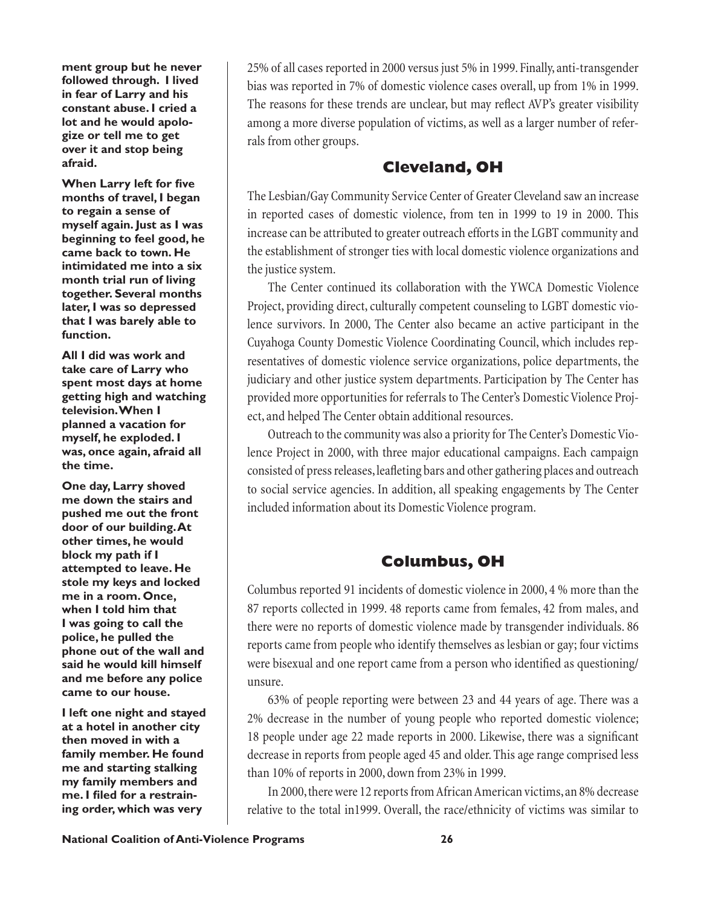**ment group but he never followed through. I lived in fear of Larry and his constant abuse. I cried a lot and he would apologize or tell me to get over it and stop being afraid.**

**When Larry left for five months of travel, I began to regain a sense of myself again. Just as I was beginning to feel good, he came back to town. He intimidated me into a six month trial run of living together. Several months later, I was so depressed that I was barely able to function.**

**All I did was work and take care of Larry who spent most days at home getting high and watching television. When I planned a vacation for myself, he exploded. I was, once again, afraid all the time.**

**One day, Larry shoved me down the stairs and pushed me out the front door of our building. At other times, he would block my path if I attempted to leave. He stole my keys and locked me in a room. Once, when I told him that I was going to call the police, he pulled the phone out of the wall and said he would kill himself and me before any police came to our house.**

**I left one night and stayed at a hotel in another city then moved in with a family member. He found me and starting stalking my family members and me. I filed for a restraining order, which was very**

25% of all cases reported in 2000 versus just 5% in 1999. Finally, anti-transgender bias was reported in 7% of domestic violence cases overall, up from 1% in 1999. The reasons for these trends are unclear, but may reflect AVP's greater visibility among a more diverse population of victims, as well as a larger number of referrals from other groups.

## Cleveland, OH

The Lesbian/Gay Community Service Center of Greater Cleveland saw an increase in reported cases of domestic violence, from ten in 1999 to 19 in 2000. This increase can be attributed to greater outreach efforts in the LGBT community and the establishment of stronger ties with local domestic violence organizations and the justice system.

The Center continued its collaboration with the YWCA Domestic Violence Project, providing direct, culturally competent counseling to LGBT domestic violence survivors. In 2000, The Center also became an active participant in the Cuyahoga County Domestic Violence Coordinating Council, which includes representatives of domestic violence service organizations, police departments, the judiciary and other justice system departments. Participation by The Center has provided more opportunities for referrals to The Center's Domestic Violence Project, and helped The Center obtain additional resources.

Outreach to the community was also a priority for The Center's Domestic Violence Project in 2000, with three major educational campaigns. Each campaign consisted of press releases, leafleting bars and other gathering places and outreach to social service agencies. In addition, all speaking engagements by The Center included information about its Domestic Violence program.

## Columbus, OH

Columbus reported 91 incidents of domestic violence in 2000, 4 % more than the 87 reports collected in 1999. 48 reports came from females, 42 from males, and there were no reports of domestic violence made by transgender individuals. 86 reports came from people who identify themselves as lesbian or gay; four victims were bisexual and one report came from a person who identified as questioning/unsure.

63% of people reporting were between 23 and 44 years of age. There was a 2% decrease in the number of young people who reported domestic violence; 18 people under age 22 made reports in 2000. Likewise, there was a significant decrease in reports from people aged 45 and older. This age range comprised less than 10% of reports in 2000, down from 23% in 1999.

In 2000, there were 12 reports from African American victims, an 8% decrease relative to the total in1999. Overall, the race/ethnicity of victims was similar to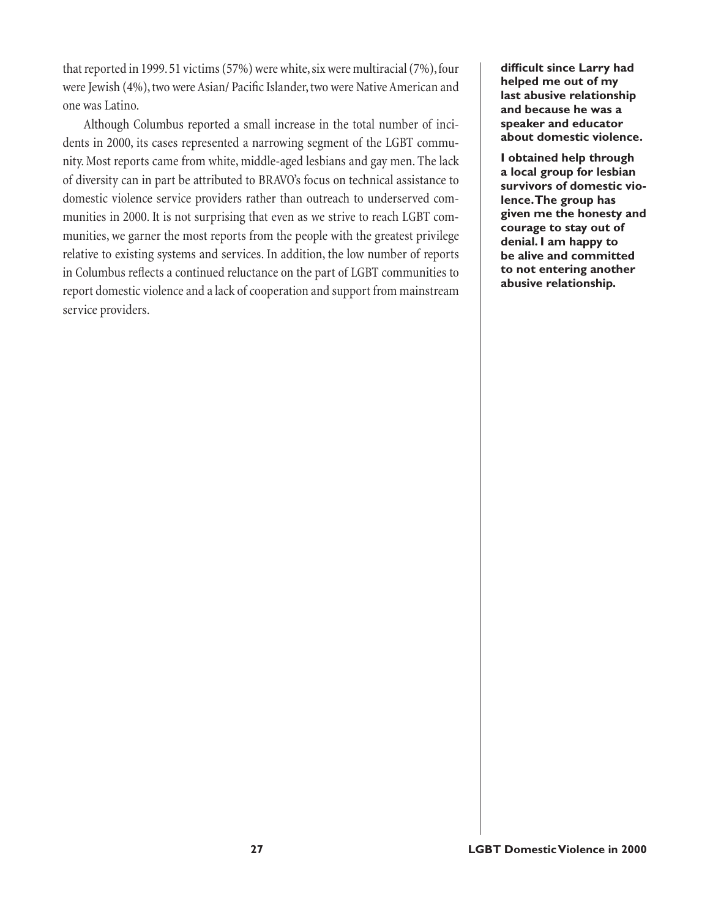that reported in 1999. 51 victims (57%) were white, six were multiracial (7%), four were Jewish (4%), two were Asian/ Pacific Islander, two were Native American and one was Latino.

Although Columbus reported a small increase in the total number of incidents in 2000, its cases represented a narrowing segment of the LGBT community. Most reports came from white, middle-aged lesbians and gay men. The lack of diversity can in part be attributed to BRAVO's focus on technical assistance to domestic violence service providers rather than outreach to underserved communities in 2000. It is not surprising that even as we strive to reach LGBT communities, we garner the most reports from the people with the greatest privilege relative to existing systems and services. In addition, the low number of reports in Columbus reflects a continued reluctance on the part of LGBT communities to report domestic violence and a lack of cooperation and support from mainstream service providers.

**difficult since Larry had helped me out of my last abusive relationship and because he was a speaker and educator about domestic violence.**

**I obtained help through a local group for lesbian survivors of domestic violence. The group has given me the honesty and courage to stay out of denial. I am happy to be alive and committed to not entering another abusive relationship.**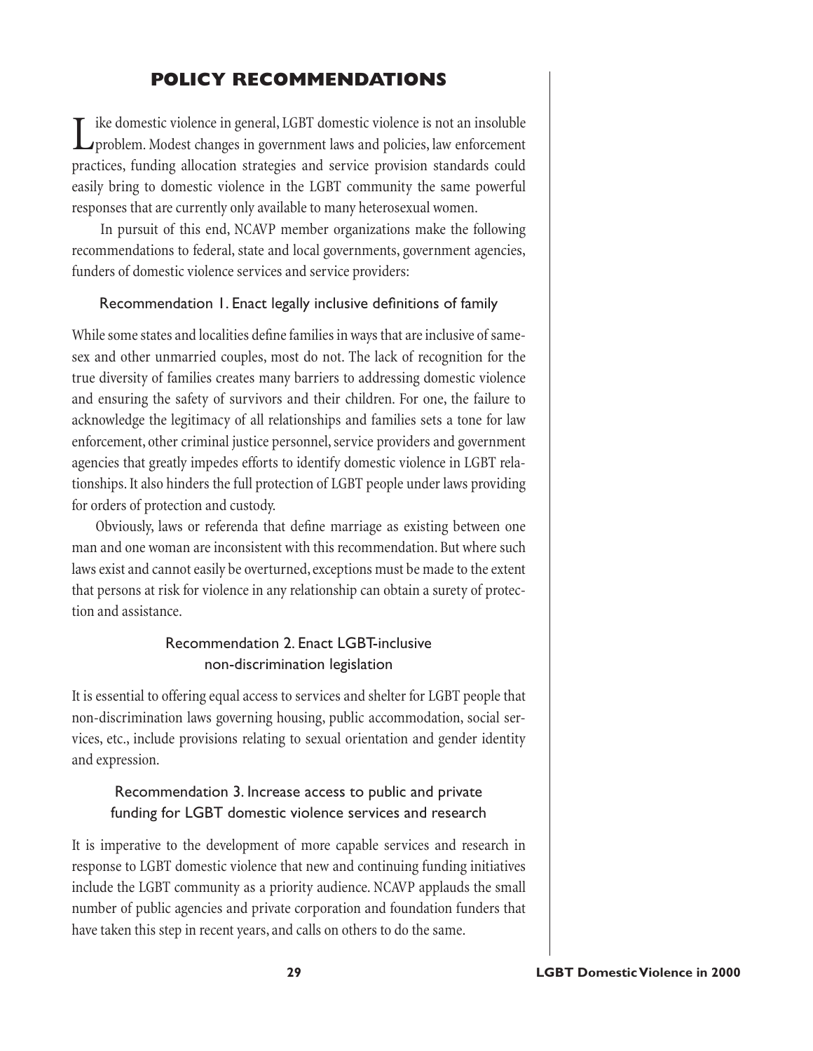# POLICY RECOMMENDATIONS

Like domestic violence in general, LGBT domestic violence is not an insoluble problem. Modest changes in government laws and policies, law enforcement practices, funding allocation strategies and service provision standards could easily bring to domestic violence in the LGBT community the same powerful responses that are currently only available to many heterosexual women.

In pursuit of this end, NCAVP member organizations make the following recommendations to federal, state and local governments, government agencies, funders of domestic violence services and service providers:

### Recommendation 1. Enact legally inclusive definitions of family

While some states and localities define families in ways that are inclusive of same-sex and other unmarried couples, most do not. The lack of recognition for the true diversity of families creates many barriers to addressing domestic violence and ensuring the safety of survivors and their children. For one, the failure to acknowledge the legitimacy of all relationships and families sets a tone for law enforcement, other criminal justice personnel, service providers and government agencies that greatly impedes efforts to identify domestic violence in LGBT relationships. It also hinders the full protection of LGBT people under laws providing for orders of protection and custody.

Obviously, laws or referenda that define marriage as existing between one man and one woman are inconsistent with this recommendation. But where such laws exist and cannot easily be overturned, exceptions must be made to the extent that persons at risk for violence in any relationship can obtain a surety of protection and assistance.

### Recommendation 2. Enact LGBT-inclusive non-discrimination legislation

It is essential to offering equal access to services and shelter for LGBT people that non-discrimination laws governing housing, public accommodation, social services, etc., include provisions relating to sexual orientation and gender identity and expression.

### Recommendation 3. Increase access to public and private funding for LGBT domestic violence services and research

It is imperative to the development of more capable services and research in response to LGBT domestic violence that new and continuing funding initiatives include the LGBT community as a priority audience. NCAVP applauds the small number of public agencies and private corporation and foundation funders that have taken this step in recent years, and calls on others to do the same.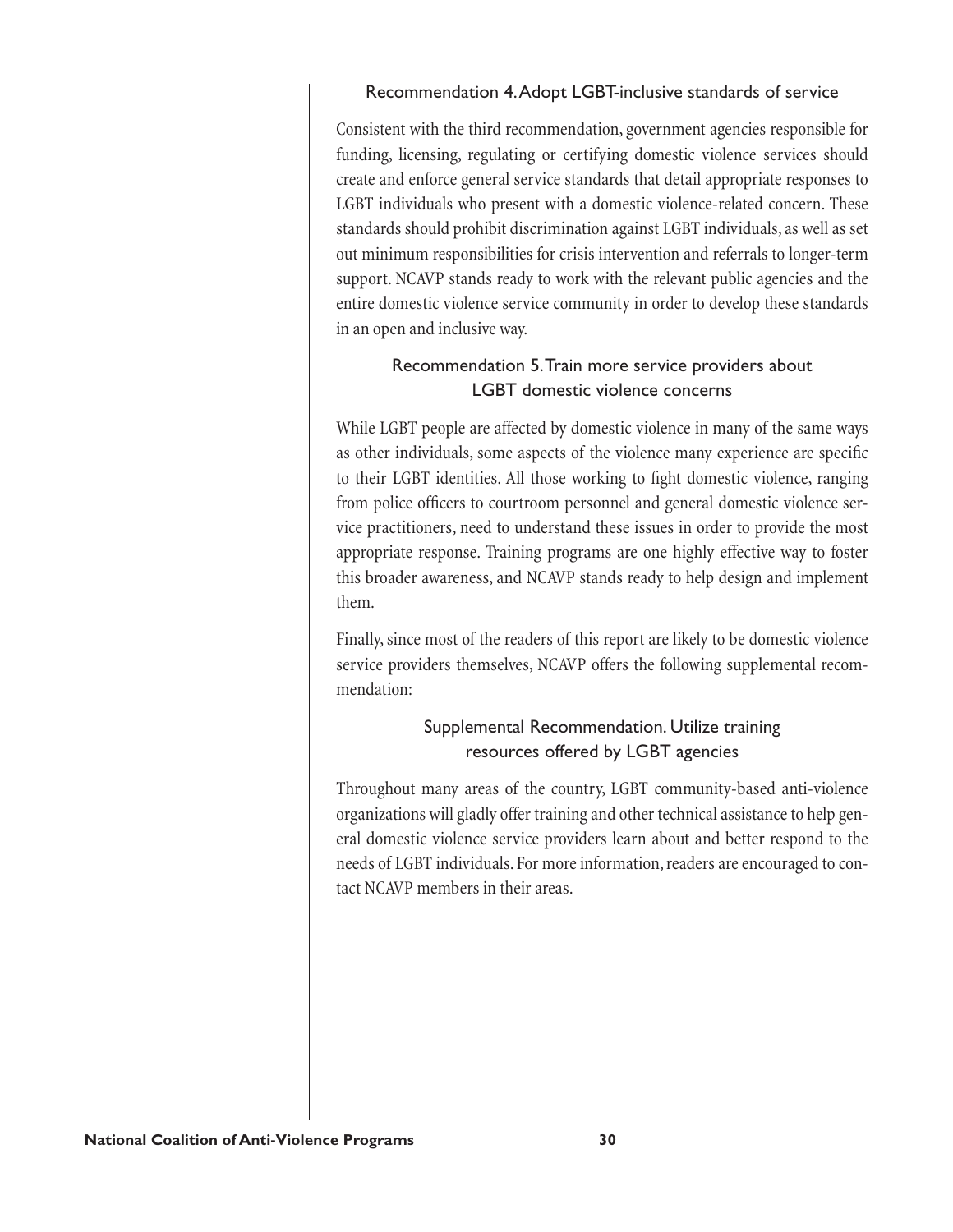### Recommendation 4. Adopt LGBT-inclusive standards of service

Consistent with the third recommendation, government agencies responsible for funding, licensing, regulating or certifying domestic violence services should create and enforce general service standards that detail appropriate responses to LGBT individuals who present with a domestic violence-related concern. These standards should prohibit discrimination against LGBT individuals, as well as set out minimum responsibilities for crisis intervention and referrals to longer-term support. NCAVP stands ready to work with the relevant public agencies and the entire domestic violence service community in order to develop these standards in an open and inclusive way.

### Recommendation 5. Train more service providers about LGBT domestic violence concerns

While LGBT people are affected by domestic violence in many of the same ways as other individuals, some aspects of the violence many experience are specific to their LGBT identities. All those working to fight domestic violence, ranging from police officers to courtroom personnel and general domestic violence service practitioners, need to understand these issues in order to provide the most appropriate response. Training programs are one highly effective way to foster this broader awareness, and NCAVP stands ready to help design and implement them.

Finally, since most of the readers of this report are likely to be domestic violence service providers themselves, NCAVP offers the following supplemental recommendation:

### Supplemental Recommendation. Utilize training resources offered by LGBT agencies

Throughout many areas of the country, LGBT community-based anti-violence organizations will gladly offer training and other technical assistance to help general domestic violence service providers learn about and better respond to the needs of LGBT individuals. For more information, readers are encouraged to contact NCAVP members in their areas.